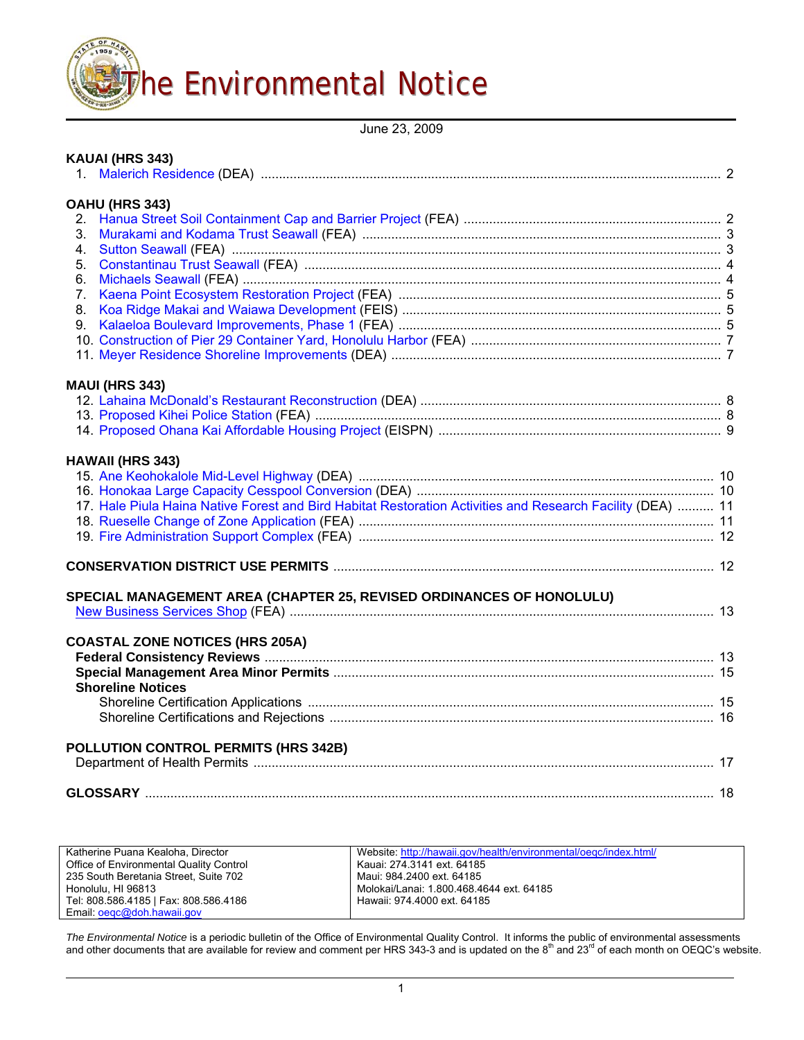# The Environmental Notice

June 23, 2009

**KAUAI (HRS 343)**

1. Malerich Residence (DEA) .......... 2

**OAHU (HRS 343)**

2. Hanua Street Soil Containment Cap and Barrier Project (FEA) .......... 2
3. Murakami and Kodama Trust Seawall (FEA) .......... 3
4. Sutton Seawall (FEA) .......... 3
5. Constantinau Trust Seawall (FEA) .......... 4
6. Michaels Seawall (FEA) .......... 4
7. Kaena Point Ecosystem Restoration Project (FEA) .......... 5
8. Koa Ridge Makai and Waiawa Development (FEIS) .......... 5
9. Kalaeloa Boulevard Improvements, Phase 1 (FEA) .......... 5
10. Construction of Pier 29 Container Yard, Honolulu Harbor (FEA) .......... 7
11. Meyer Residence Shoreline Improvements (DEA) .......... 7

**MAUI (HRS 343)**

12. Lahaina McDonald's Restaurant Reconstruction (DEA) .......... 8
13. Proposed Kihei Police Station (FEA) .......... 8
14. Proposed Ohana Kai Affordable Housing Project (EISPN) .......... 9

**HAWAII (HRS 343)**

15. Ane Keohokalole Mid-Level Highway (DEA) .......... 10
16. Honokaa Large Capacity Cesspool Conversion (DEA) .......... 10
17. Hale Piula Haina Native Forest and Bird Habitat Restoration Activities and Research Facility (DEA) .......... 11
18. Rueselle Change of Zone Application (FEA) .......... 11
19. Fire Administration Support Complex (FEA) .......... 12

**CONSERVATION DISTRICT USE PERMITS** .......... 12

**SPECIAL MANAGEMENT AREA (CHAPTER 25, REVISED ORDINANCES OF HONOLULU)**

New Business Services Shop (FEA) .......... 13

**COASTAL ZONE NOTICES (HRS 205A)**

**Federal Consistency Reviews** .......... 13
**Special Management Area Minor Permits** .......... 15
**Shoreline Notices**
- Shoreline Certification Applications .......... 15
- Shoreline Certifications and Rejections .......... 16

**POLLUTION CONTROL PERMITS (HRS 342B)**

Department of Health Permits .......... 17

**GLOSSARY** .......... 18

| Katherine Puana Kealoha, Director<br>Office of Environmental Quality Control<br>235 South Beretania Street, Suite 702<br>Honolulu, HI 96813<br>Tel: 808.586.4185 \| Fax: 808.586.4186<br>Email: oeqc@doh.hawaii.gov | Website: http://hawaii.gov/health/environmental/oeqc/index.html/<br>Kauai: 274.3141 ext. 64185<br>Maui: 984.2400 ext. 64185<br>Molokai/Lanai: 1.800.468.4644 ext. 64185<br>Hawaii: 974.4000 ext. 64185 |
|---|---|

*The Environmental Notice* is a periodic bulletin of the Office of Environmental Quality Control. It informs the public of environmental assessments and other documents that are available for review and comment per HRS 343-3 and is updated on the 8th and 23rd of each month on OEQC's website.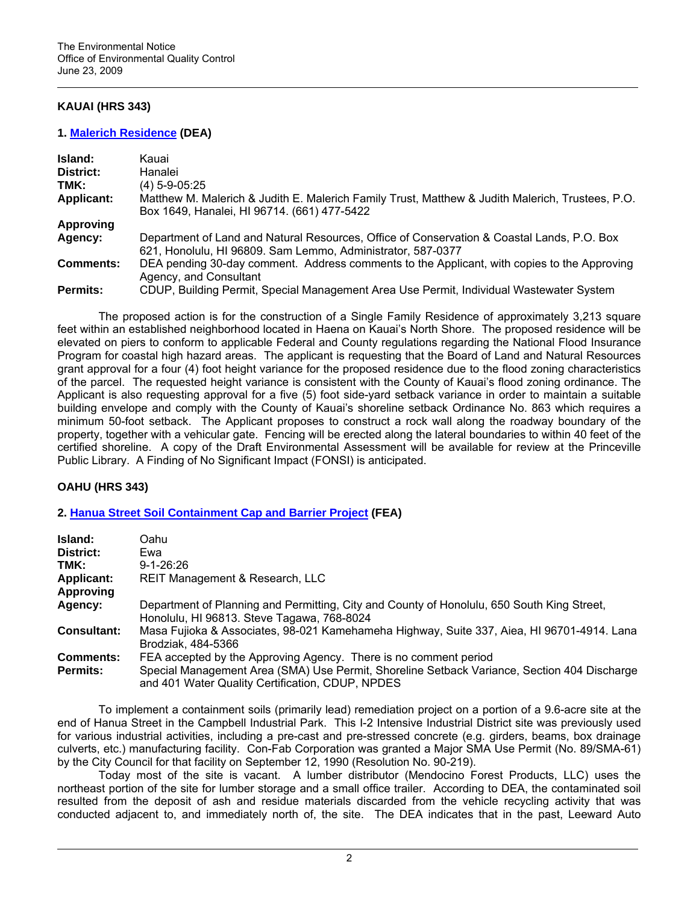## KAUAI (HRS 343)

### 1. Malerich Residence (DEA)

| | |
|---|---|
| **Island:** | Kauai |
| **District:** | Hanalei |
| **TMK:** | (4) 5-9-05:25 |
| **Applicant:** | Matthew M. Malerich & Judith E. Malerich Family Trust, Matthew & Judith Malerich, Trustees, P.O. Box 1649, Hanalei, HI 96714. (661) 477-5422 |
| **Approving Agency:** | Department of Land and Natural Resources, Office of Conservation & Coastal Lands, P.O. Box 621, Honolulu, HI 96809. Sam Lemmo, Administrator, 587-0377 |
| **Comments:** | DEA pending 30-day comment. Address comments to the Applicant, with copies to the Approving Agency, and Consultant |
| **Permits:** | CDUP, Building Permit, Special Management Area Use Permit, Individual Wastewater System |

The proposed action is for the construction of a Single Family Residence of approximately 3,213 square feet within an established neighborhood located in Haena on Kauai's North Shore. The proposed residence will be elevated on piers to conform to applicable Federal and County regulations regarding the National Flood Insurance Program for coastal high hazard areas. The applicant is requesting that the Board of Land and Natural Resources grant approval for a four (4) foot height variance for the proposed residence due to the flood zoning characteristics of the parcel. The requested height variance is consistent with the County of Kauai's flood zoning ordinance. The Applicant is also requesting approval for a five (5) foot side-yard setback variance in order to maintain a suitable building envelope and comply with the County of Kauai's shoreline setback Ordinance No. 863 which requires a minimum 50-foot setback. The Applicant proposes to construct a rock wall along the roadway boundary of the property, together with a vehicular gate. Fencing will be erected along the lateral boundaries to within 40 feet of the certified shoreline. A copy of the Draft Environmental Assessment will be available for review at the Princeville Public Library. A Finding of No Significant Impact (FONSI) is anticipated.

## OAHU (HRS 343)

### 2. Hanua Street Soil Containment Cap and Barrier Project (FEA)

| | |
|---|---|
| **Island:** | Oahu |
| **District:** | Ewa |
| **TMK:** | 9-1-26:26 |
| **Applicant:** | REIT Management & Research, LLC |
| **Approving Agency:** | Department of Planning and Permitting, City and County of Honolulu, 650 South King Street, Honolulu, HI 96813. Steve Tagawa, 768-8024 |
| **Consultant:** | Masa Fujioka & Associates, 98-021 Kamehameha Highway, Suite 337, Aiea, HI 96701-4914. Lana Brodziak, 484-5366 |
| **Comments:** | FEA accepted by the Approving Agency. There is no comment period |
| **Permits:** | Special Management Area (SMA) Use Permit, Shoreline Setback Variance, Section 404 Discharge and 401 Water Quality Certification, CDUP, NPDES |

To implement a containment soils (primarily lead) remediation project on a portion of a 9.6-acre site at the end of Hanua Street in the Campbell Industrial Park. This I-2 Intensive Industrial District site was previously used for various industrial activities, including a pre-cast and pre-stressed concrete (e.g. girders, beams, box drainage culverts, etc.) manufacturing facility. Con-Fab Corporation was granted a Major SMA Use Permit (No. 89/SMA-61) by the City Council for that facility on September 12, 1990 (Resolution No. 90-219).

Today most of the site is vacant. A lumber distributor (Mendocino Forest Products, LLC) uses the northeast portion of the site for lumber storage and a small office trailer. According to DEA, the contaminated soil resulted from the deposit of ash and residue materials discarded from the vehicle recycling activity that was conducted adjacent to, and immediately north of, the site. The DEA indicates that in the past, Leeward Auto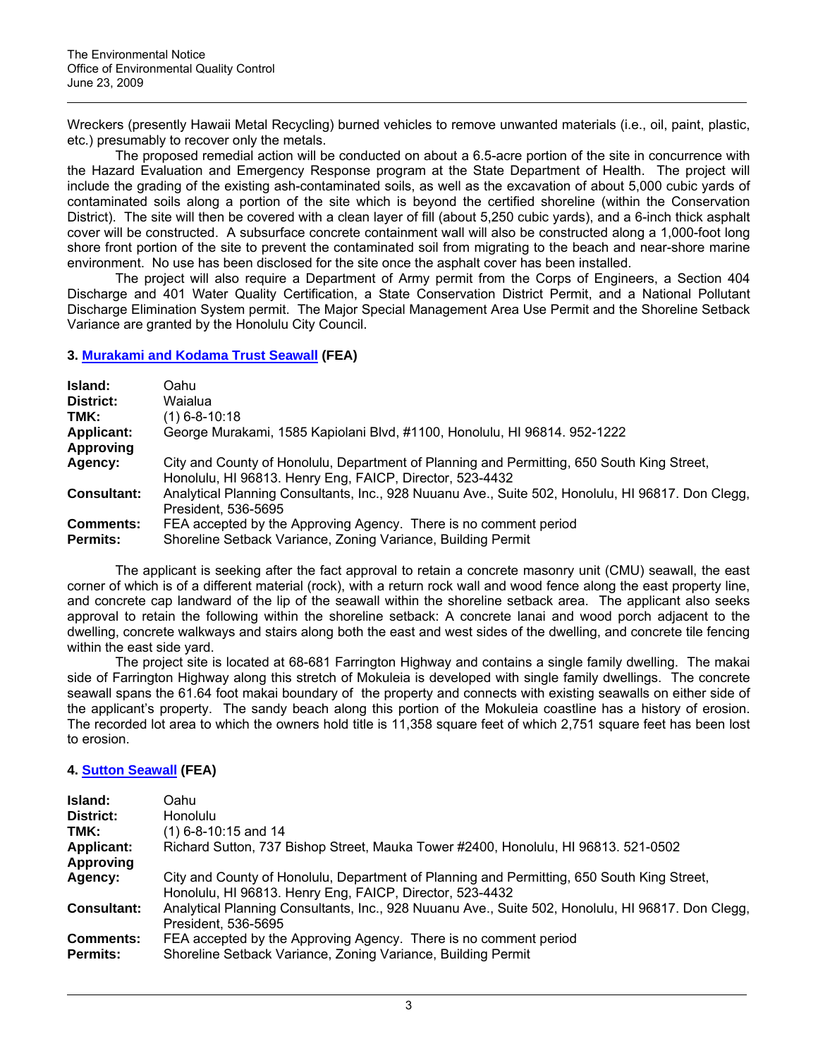Wreckers (presently Hawaii Metal Recycling) burned vehicles to remove unwanted materials (i.e., oil, paint, plastic, etc.) presumably to recover only the metals.

The proposed remedial action will be conducted on about a 6.5-acre portion of the site in concurrence with the Hazard Evaluation and Emergency Response program at the State Department of Health. The project will include the grading of the existing ash-contaminated soils, as well as the excavation of about 5,000 cubic yards of contaminated soils along a portion of the site which is beyond the certified shoreline (within the Conservation District). The site will then be covered with a clean layer of fill (about 5,250 cubic yards), and a 6-inch thick asphalt cover will be constructed. A subsurface concrete containment wall will also be constructed along a 1,000-foot long shore front portion of the site to prevent the contaminated soil from migrating to the beach and near-shore marine environment. No use has been disclosed for the site once the asphalt cover has been installed.

The project will also require a Department of Army permit from the Corps of Engineers, a Section 404 Discharge and 401 Water Quality Certification, a State Conservation District Permit, and a National Pollutant Discharge Elimination System permit. The Major Special Management Area Use Permit and the Shoreline Setback Variance are granted by the Honolulu City Council.

### 3. Murakami and Kodama Trust Seawall (FEA)

| | |
|---|---|
| **Island:** | Oahu |
| **District:** | Waialua |
| **TMK:** | (1) 6-8-10:18 |
| **Applicant:** | George Murakami, 1585 Kapiolani Blvd, #1100, Honolulu, HI 96814. 952-1222 |
| **Approving Agency:** | City and County of Honolulu, Department of Planning and Permitting, 650 South King Street, Honolulu, HI 96813. Henry Eng, FAICP, Director, 523-4432 |
| **Consultant:** | Analytical Planning Consultants, Inc., 928 Nuuanu Ave., Suite 502, Honolulu, HI 96817. Don Clegg, President, 536-5695 |
| **Comments:** | FEA accepted by the Approving Agency. There is no comment period |
| **Permits:** | Shoreline Setback Variance, Zoning Variance, Building Permit |

The applicant is seeking after the fact approval to retain a concrete masonry unit (CMU) seawall, the east corner of which is of a different material (rock), with a return rock wall and wood fence along the east property line, and concrete cap landward of the lip of the seawall within the shoreline setback area. The applicant also seeks approval to retain the following within the shoreline setback: A concrete lanai and wood porch adjacent to the dwelling, concrete walkways and stairs along both the east and west sides of the dwelling, and concrete tile fencing within the east side yard.

The project site is located at 68-681 Farrington Highway and contains a single family dwelling. The makai side of Farrington Highway along this stretch of Mokuleia is developed with single family dwellings. The concrete seawall spans the 61.64 foot makai boundary of the property and connects with existing seawalls on either side of the applicant's property. The sandy beach along this portion of the Mokuleia coastline has a history of erosion. The recorded lot area to which the owners hold title is 11,358 square feet of which 2,751 square feet has been lost to erosion.

### 4. Sutton Seawall (FEA)

| | |
|---|---|
| **Island:** | Oahu |
| **District:** | Honolulu |
| **TMK:** | (1) 6-8-10:15 and 14 |
| **Applicant:** | Richard Sutton, 737 Bishop Street, Mauka Tower #2400, Honolulu, HI 96813. 521-0502 |
| **Approving Agency:** | City and County of Honolulu, Department of Planning and Permitting, 650 South King Street, Honolulu, HI 96813. Henry Eng, FAICP, Director, 523-4432 |
| **Consultant:** | Analytical Planning Consultants, Inc., 928 Nuuanu Ave., Suite 502, Honolulu, HI 96817. Don Clegg, President, 536-5695 |
| **Comments:** | FEA accepted by the Approving Agency. There is no comment period |
| **Permits:** | Shoreline Setback Variance, Zoning Variance, Building Permit |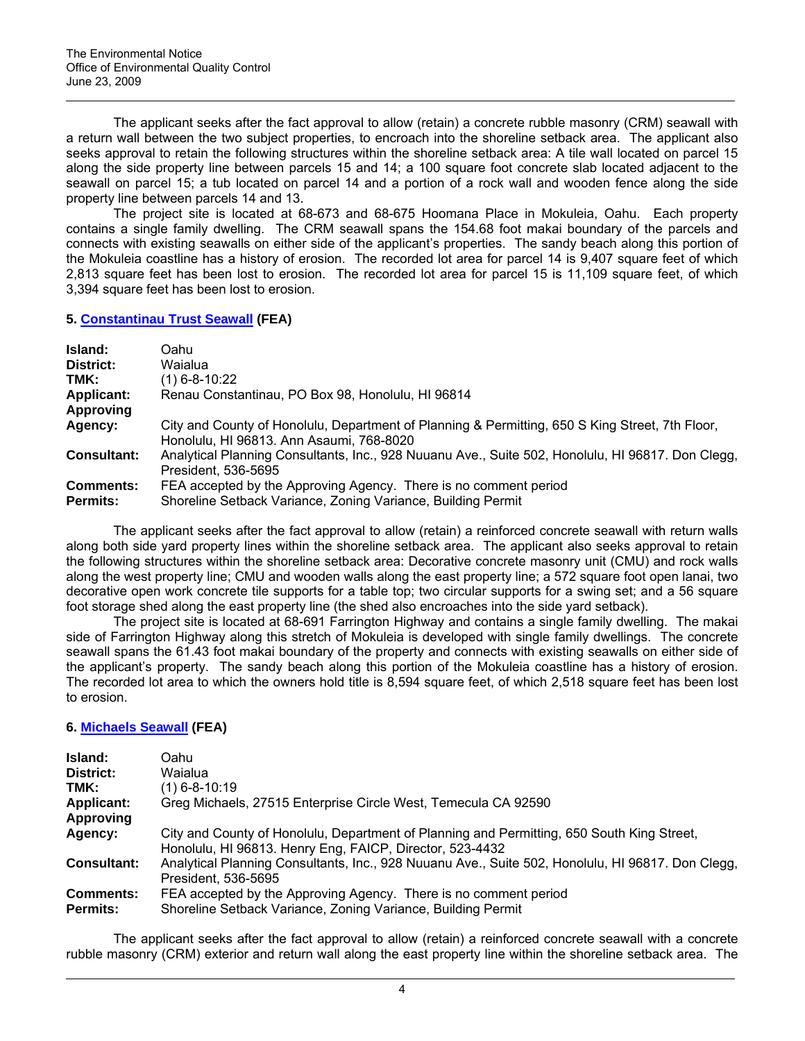The applicant seeks after the fact approval to allow (retain) a concrete rubble masonry (CRM) seawall with a return wall between the two subject properties, to encroach into the shoreline setback area. The applicant also seeks approval to retain the following structures within the shoreline setback area: A tile wall located on parcel 15 along the side property line between parcels 15 and 14; a 100 square foot concrete slab located adjacent to the seawall on parcel 15; a tub located on parcel 14 and a portion of a rock wall and wooden fence along the side property line between parcels 14 and 13.

The project site is located at 68-673 and 68-675 Hoomana Place in Mokuleia, Oahu. Each property contains a single family dwelling. The CRM seawall spans the 154.68 foot makai boundary of the parcels and connects with existing seawalls on either side of the applicant's properties. The sandy beach along this portion of the Mokuleia coastline has a history of erosion. The recorded lot area for parcel 14 is 9,407 square feet of which 2,813 square feet has been lost to erosion. The recorded lot area for parcel 15 is 11,109 square feet, of which 3,394 square feet has been lost to erosion.

### 5. Constantinau Trust Seawall (FEA)

| | |
|---|---|
| **Island:** | Oahu |
| **District:** | Waialua |
| **TMK:** | (1) 6-8-10:22 |
| **Applicant:** | Renau Constantinau, PO Box 98, Honolulu, HI 96814 |
| **Approving Agency:** | City and County of Honolulu, Department of Planning & Permitting, 650 S King Street, 7th Floor, Honolulu, HI 96813. Ann Asaumi, 768-8020 |
| **Consultant:** | Analytical Planning Consultants, Inc., 928 Nuuanu Ave., Suite 502, Honolulu, HI 96817. Don Clegg, President, 536-5695 |
| **Comments:** | FEA accepted by the Approving Agency. There is no comment period |
| **Permits:** | Shoreline Setback Variance, Zoning Variance, Building Permit |

The applicant seeks after the fact approval to allow (retain) a reinforced concrete seawall with return walls along both side yard property lines within the shoreline setback area. The applicant also seeks approval to retain the following structures within the shoreline setback area: Decorative concrete masonry unit (CMU) and rock walls along the west property line; CMU and wooden walls along the east property line; a 572 square foot open lanai, two decorative open work concrete tile supports for a table top; two circular supports for a swing set; and a 56 square foot storage shed along the east property line (the shed also encroaches into the side yard setback).

The project site is located at 68-691 Farrington Highway and contains a single family dwelling. The makai side of Farrington Highway along this stretch of Mokuleia is developed with single family dwellings. The concrete seawall spans the 61.43 foot makai boundary of the property and connects with existing seawalls on either side of the applicant's property. The sandy beach along this portion of the Mokuleia coastline has a history of erosion. The recorded lot area to which the owners hold title is 8,594 square feet, of which 2,518 square feet has been lost to erosion.

### 6. Michaels Seawall (FEA)

| | |
|---|---|
| **Island:** | Oahu |
| **District:** | Waialua |
| **TMK:** | (1) 6-8-10:19 |
| **Applicant:** | Greg Michaels, 27515 Enterprise Circle West, Temecula CA 92590 |
| **Approving Agency:** | City and County of Honolulu, Department of Planning and Permitting, 650 South King Street, Honolulu, HI 96813. Henry Eng, FAICP, Director, 523-4432 |
| **Consultant:** | Analytical Planning Consultants, Inc., 928 Nuuanu Ave., Suite 502, Honolulu, HI 96817. Don Clegg, President, 536-5695 |
| **Comments:** | FEA accepted by the Approving Agency. There is no comment period |
| **Permits:** | Shoreline Setback Variance, Zoning Variance, Building Permit |

The applicant seeks after the fact approval to allow (retain) a reinforced concrete seawall with a concrete rubble masonry (CRM) exterior and return wall along the east property line within the shoreline setback area. The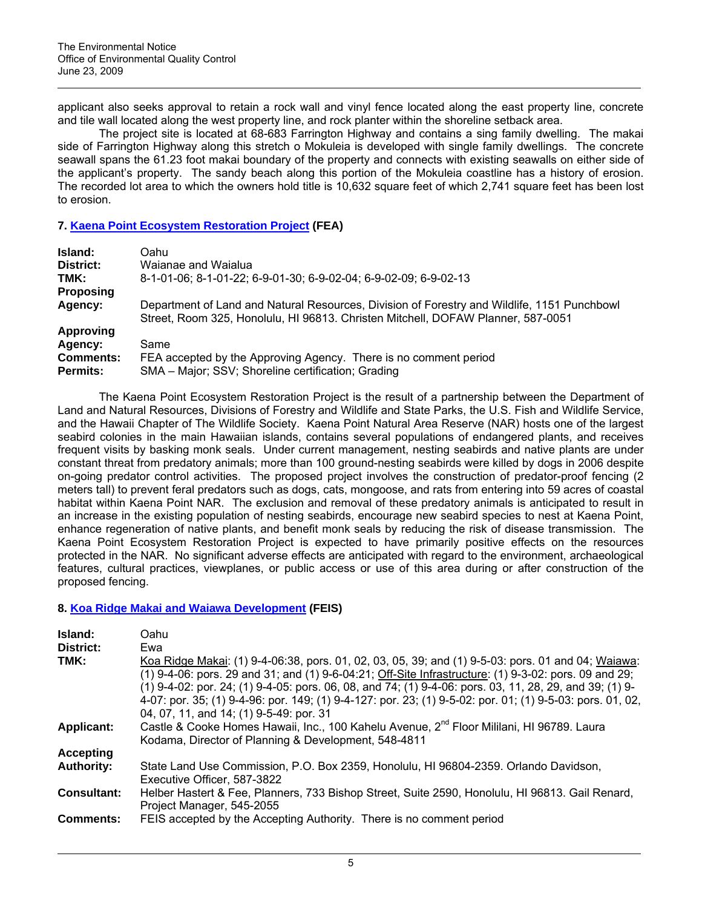applicant also seeks approval to retain a rock wall and vinyl fence located along the east property line, concrete and tile wall located along the west property line, and rock planter within the shoreline setback area.

The project site is located at 68-683 Farrington Highway and contains a sing family dwelling. The makai side of Farrington Highway along this stretch o Mokuleia is developed with single family dwellings. The concrete seawall spans the 61.23 foot makai boundary of the property and connects with existing seawalls on either side of the applicant's property. The sandy beach along this portion of the Mokuleia coastline has a history of erosion. The recorded lot area to which the owners hold title is 10,632 square feet of which 2,741 square feet has been lost to erosion.

### 7. Kaena Point Ecosystem Restoration Project (FEA)

| | |
|---|---|
| **Island:** | Oahu |
| **District:** | Waianae and Waialua |
| **TMK:** | 8-1-01-06; 8-1-01-22; 6-9-01-30; 6-9-02-04; 6-9-02-09; 6-9-02-13 |
| **Proposing Agency:** | Department of Land and Natural Resources, Division of Forestry and Wildlife, 1151 Punchbowl Street, Room 325, Honolulu, HI 96813. Christen Mitchell, DOFAW Planner, 587-0051 |
| **Approving Agency:** | Same |
| **Comments:** | FEA accepted by the Approving Agency. There is no comment period |
| **Permits:** | SMA – Major; SSV; Shoreline certification; Grading |

The Kaena Point Ecosystem Restoration Project is the result of a partnership between the Department of Land and Natural Resources, Divisions of Forestry and Wildlife and State Parks, the U.S. Fish and Wildlife Service, and the Hawaii Chapter of The Wildlife Society. Kaena Point Natural Area Reserve (NAR) hosts one of the largest seabird colonies in the main Hawaiian islands, contains several populations of endangered plants, and receives frequent visits by basking monk seals. Under current management, nesting seabirds and native plants are under constant threat from predatory animals; more than 100 ground-nesting seabirds were killed by dogs in 2006 despite on-going predator control activities. The proposed project involves the construction of predator-proof fencing (2 meters tall) to prevent feral predators such as dogs, cats, mongoose, and rats from entering into 59 acres of coastal habitat within Kaena Point NAR. The exclusion and removal of these predatory animals is anticipated to result in an increase in the existing population of nesting seabirds, encourage new seabird species to nest at Kaena Point, enhance regeneration of native plants, and benefit monk seals by reducing the risk of disease transmission. The Kaena Point Ecosystem Restoration Project is expected to have primarily positive effects on the resources protected in the NAR. No significant adverse effects are anticipated with regard to the environment, archaeological features, cultural practices, viewplanes, or public access or use of this area during or after construction of the proposed fencing.

### 8. Koa Ridge Makai and Waiawa Development (FEIS)

| | |
|---|---|
| **Island:** | Oahu |
| **District:** | Ewa |
| **TMK:** | Koa Ridge Makai: (1) 9-4-06:38, pors. 01, 02, 03, 05, 39; and (1) 9-5-03: pors. 01 and 04; Waiawa: (1) 9-4-06: pors. 29 and 31; and (1) 9-6-04:21; Off-Site Infrastructure: (1) 9-3-02: pors. 09 and 29; (1) 9-4-02: por. 24; (1) 9-4-05: pors. 06, 08, and 74; (1) 9-4-06: pors. 03, 11, 28, 29, and 39; (1) 9-4-07: por. 35; (1) 9-4-96: por. 149; (1) 9-4-127: por. 23; (1) 9-5-02: por. 01; (1) 9-5-03: pors. 01, 02, 04, 07, 11, and 14; (1) 9-5-49: por. 31 |
| **Applicant:** | Castle & Cooke Homes Hawaii, Inc., 100 Kahelu Avenue, 2nd Floor Mililani, HI 96789. Laura Kodama, Director of Planning & Development, 548-4811 |
| **Accepting Authority:** | State Land Use Commission, P.O. Box 2359, Honolulu, HI 96804-2359. Orlando Davidson, Executive Officer, 587-3822 |
| **Consultant:** | Helber Hastert & Fee, Planners, 733 Bishop Street, Suite 2590, Honolulu, HI 96813. Gail Renard, Project Manager, 545-2055 |
| **Comments:** | FEIS accepted by the Accepting Authority. There is no comment period |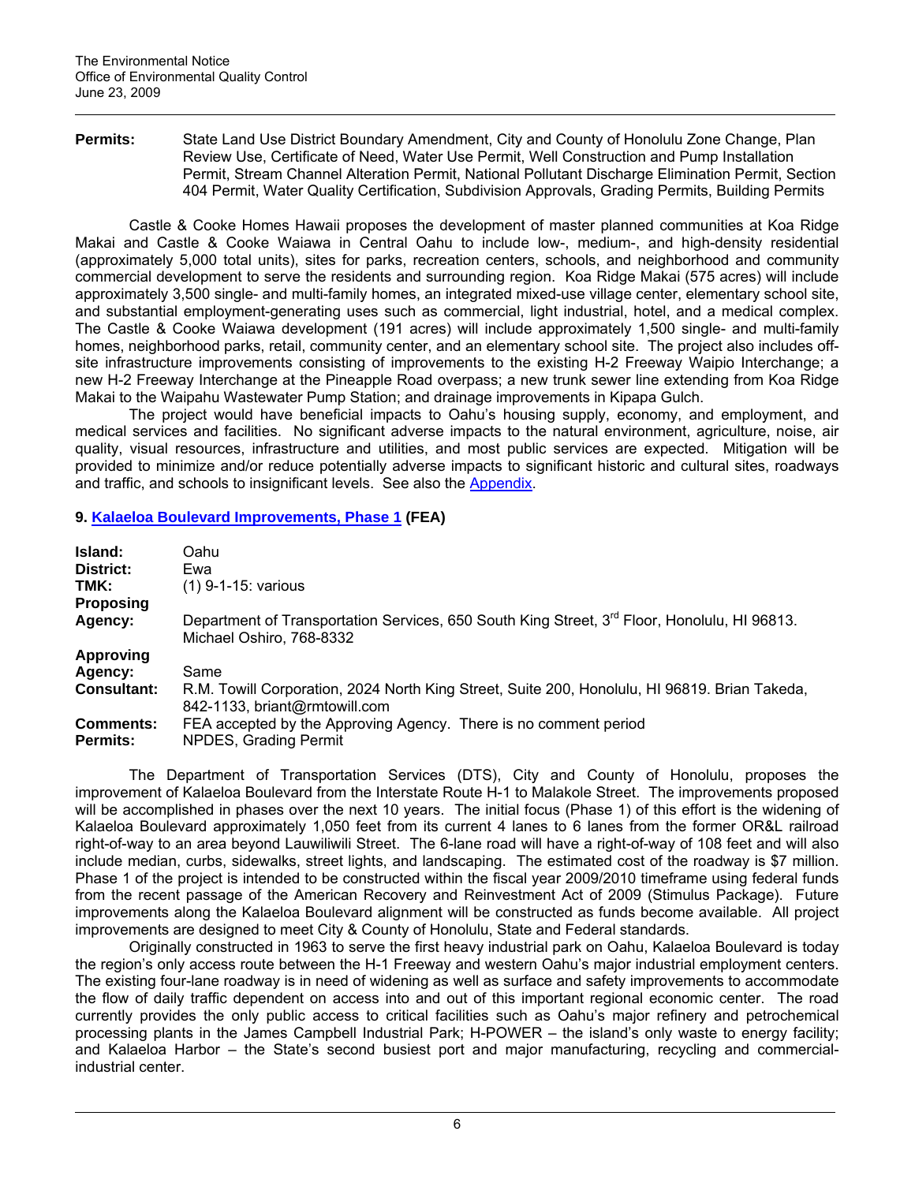**Permits:** State Land Use District Boundary Amendment, City and County of Honolulu Zone Change, Plan Review Use, Certificate of Need, Water Use Permit, Well Construction and Pump Installation Permit, Stream Channel Alteration Permit, National Pollutant Discharge Elimination Permit, Section 404 Permit, Water Quality Certification, Subdivision Approvals, Grading Permits, Building Permits

Castle & Cooke Homes Hawaii proposes the development of master planned communities at Koa Ridge Makai and Castle & Cooke Waiawa in Central Oahu to include low-, medium-, and high-density residential (approximately 5,000 total units), sites for parks, recreation centers, schools, and neighborhood and community commercial development to serve the residents and surrounding region. Koa Ridge Makai (575 acres) will include approximately 3,500 single- and multi-family homes, an integrated mixed-use village center, elementary school site, and substantial employment-generating uses such as commercial, light industrial, hotel, and a medical complex. The Castle & Cooke Waiawa development (191 acres) will include approximately 1,500 single- and multi-family homes, neighborhood parks, retail, community center, and an elementary school site. The project also includes off-site infrastructure improvements consisting of improvements to the existing H-2 Freeway Waipio Interchange; a new H-2 Freeway Interchange at the Pineapple Road overpass; a new trunk sewer line extending from Koa Ridge Makai to the Waipahu Wastewater Pump Station; and drainage improvements in Kipapa Gulch.

The project would have beneficial impacts to Oahu's housing supply, economy, and employment, and medical services and facilities. No significant adverse impacts to the natural environment, agriculture, noise, air quality, visual resources, infrastructure and utilities, and most public services are expected. Mitigation will be provided to minimize and/or reduce potentially adverse impacts to significant historic and cultural sites, roadways and traffic, and schools to insignificant levels. See also the Appendix.

### 9. Kalaeloa Boulevard Improvements, Phase 1 (FEA)

**Island:** Oahu
**District:** Ewa
**TMK:** (1) 9-1-15: various
**Proposing Agency:** Department of Transportation Services, 650 South King Street, 3rd Floor, Honolulu, HI 96813. Michael Oshiro, 768-8332
**Approving Agency:** Same
**Consultant:** R.M. Towill Corporation, 2024 North King Street, Suite 200, Honolulu, HI 96819. Brian Takeda, 842-1133, briant@rmtowill.com
**Comments:** FEA accepted by the Approving Agency. There is no comment period
**Permits:** NPDES, Grading Permit

The Department of Transportation Services (DTS), City and County of Honolulu, proposes the improvement of Kalaeloa Boulevard from the Interstate Route H-1 to Malakole Street. The improvements proposed will be accomplished in phases over the next 10 years. The initial focus (Phase 1) of this effort is the widening of Kalaeloa Boulevard approximately 1,050 feet from its current 4 lanes to 6 lanes from the former OR&L railroad right-of-way to an area beyond Lauwiliwili Street. The 6-lane road will have a right-of-way of 108 feet and will also include median, curbs, sidewalks, street lights, and landscaping. The estimated cost of the roadway is $7 million. Phase 1 of the project is intended to be constructed within the fiscal year 2009/2010 timeframe using federal funds from the recent passage of the American Recovery and Reinvestment Act of 2009 (Stimulus Package). Future improvements along the Kalaeloa Boulevard alignment will be constructed as funds become available. All project improvements are designed to meet City & County of Honolulu, State and Federal standards.

Originally constructed in 1963 to serve the first heavy industrial park on Oahu, Kalaeloa Boulevard is today the region's only access route between the H-1 Freeway and western Oahu's major industrial employment centers. The existing four-lane roadway is in need of widening as well as surface and safety improvements to accommodate the flow of daily traffic dependent on access into and out of this important regional economic center. The road currently provides the only public access to critical facilities such as Oahu's major refinery and petrochemical processing plants in the James Campbell Industrial Park; H-POWER – the island's only waste to energy facility; and Kalaeloa Harbor – the State's second busiest port and major manufacturing, recycling and commercial-industrial center.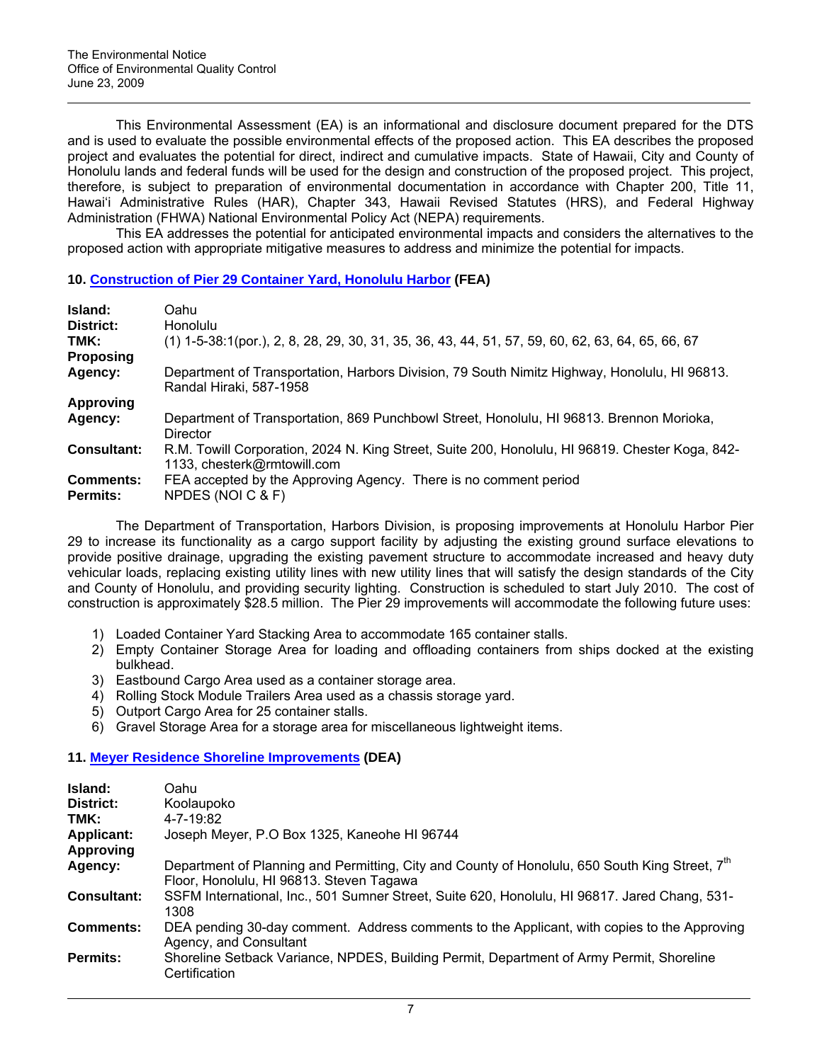This Environmental Assessment (EA) is an informational and disclosure document prepared for the DTS and is used to evaluate the possible environmental effects of the proposed action. This EA describes the proposed project and evaluates the potential for direct, indirect and cumulative impacts. State of Hawaii, City and County of Honolulu lands and federal funds will be used for the design and construction of the proposed project. This project, therefore, is subject to preparation of environmental documentation in accordance with Chapter 200, Title 11, Hawaiʻi Administrative Rules (HAR), Chapter 343, Hawaii Revised Statutes (HRS), and Federal Highway Administration (FHWA) National Environmental Policy Act (NEPA) requirements.

This EA addresses the potential for anticipated environmental impacts and considers the alternatives to the proposed action with appropriate mitigative measures to address and minimize the potential for impacts.

### 10. Construction of Pier 29 Container Yard, Honolulu Harbor (FEA)

| | |
|---|---|
| **Island:** | Oahu |
| **District:** | Honolulu |
| **TMK:** | (1) 1-5-38:1(por.), 2, 8, 28, 29, 30, 31, 35, 36, 43, 44, 51, 57, 59, 60, 62, 63, 64, 65, 66, 67 |
| **Proposing Agency:** | Department of Transportation, Harbors Division, 79 South Nimitz Highway, Honolulu, HI 96813. Randal Hiraki, 587-1958 |
| **Approving Agency:** | Department of Transportation, 869 Punchbowl Street, Honolulu, HI 96813. Brennon Morioka, Director |
| **Consultant:** | R.M. Towill Corporation, 2024 N. King Street, Suite 200, Honolulu, HI 96819. Chester Koga, 842-1133, chesterk@rmtowill.com |
| **Comments:** | FEA accepted by the Approving Agency. There is no comment period |
| **Permits:** | NPDES (NOI C & F) |

The Department of Transportation, Harbors Division, is proposing improvements at Honolulu Harbor Pier 29 to increase its functionality as a cargo support facility by adjusting the existing ground surface elevations to provide positive drainage, upgrading the existing pavement structure to accommodate increased and heavy duty vehicular loads, replacing existing utility lines with new utility lines that will satisfy the design standards of the City and County of Honolulu, and providing security lighting. Construction is scheduled to start July 2010. The cost of construction is approximately $28.5 million. The Pier 29 improvements will accommodate the following future uses:

1) Loaded Container Yard Stacking Area to accommodate 165 container stalls.
2) Empty Container Storage Area for loading and offloading containers from ships docked at the existing bulkhead.
3) Eastbound Cargo Area used as a container storage area.
4) Rolling Stock Module Trailers Area used as a chassis storage yard.
5) Outport Cargo Area for 25 container stalls.
6) Gravel Storage Area for a storage area for miscellaneous lightweight items.

### 11. Meyer Residence Shoreline Improvements (DEA)

| | |
|---|---|
| **Island:** | Oahu |
| **District:** | Koolaupoko |
| **TMK:** | 4-7-19:82 |
| **Applicant:** | Joseph Meyer, P.O Box 1325, Kaneohe HI 96744 |
| **Approving Agency:** | Department of Planning and Permitting, City and County of Honolulu, 650 South King Street, 7th Floor, Honolulu, HI 96813. Steven Tagawa |
| **Consultant:** | SSFM International, Inc., 501 Sumner Street, Suite 620, Honolulu, HI 96817. Jared Chang, 531-1308 |
| **Comments:** | DEA pending 30-day comment. Address comments to the Applicant, with copies to the Approving Agency, and Consultant |
| **Permits:** | Shoreline Setback Variance, NPDES, Building Permit, Department of Army Permit, Shoreline Certification |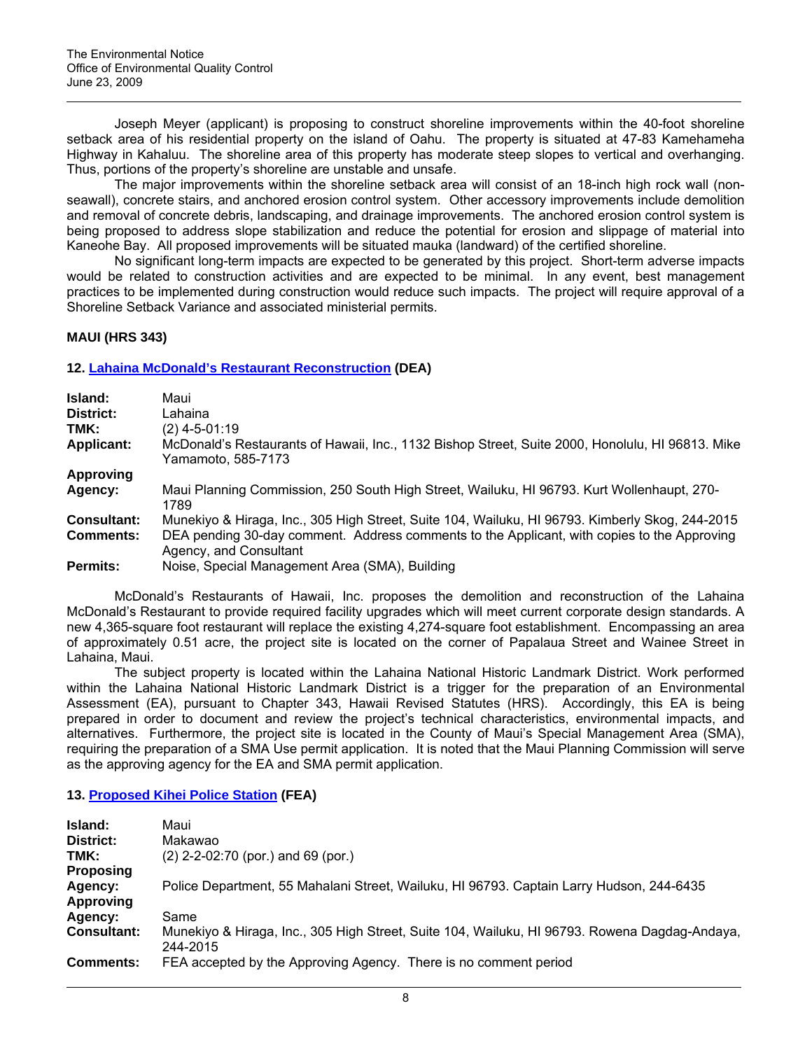Joseph Meyer (applicant) is proposing to construct shoreline improvements within the 40-foot shoreline setback area of his residential property on the island of Oahu. The property is situated at 47-83 Kamehameha Highway in Kahaluu. The shoreline area of this property has moderate steep slopes to vertical and overhanging. Thus, portions of the property's shoreline are unstable and unsafe.

The major improvements within the shoreline setback area will consist of an 18-inch high rock wall (non-seawall), concrete stairs, and anchored erosion control system. Other accessory improvements include demolition and removal of concrete debris, landscaping, and drainage improvements. The anchored erosion control system is being proposed to address slope stabilization and reduce the potential for erosion and slippage of material into Kaneohe Bay. All proposed improvements will be situated mauka (landward) of the certified shoreline.

No significant long-term impacts are expected to be generated by this project. Short-term adverse impacts would be related to construction activities and are expected to be minimal. In any event, best management practices to be implemented during construction would reduce such impacts. The project will require approval of a Shoreline Setback Variance and associated ministerial permits.

### MAUI (HRS 343)

#### 12. Lahaina McDonald's Restaurant Reconstruction (DEA)

| | |
|---|---|
| **Island:** | Maui |
| **District:** | Lahaina |
| **TMK:** | (2) 4-5-01:19 |
| **Applicant:** | McDonald's Restaurants of Hawaii, Inc., 1132 Bishop Street, Suite 2000, Honolulu, HI 96813. Mike Yamamoto, 585-7173 |
| **Approving Agency:** | Maui Planning Commission, 250 South High Street, Wailuku, HI 96793. Kurt Wollenhaupt, 270-1789 |
| **Consultant:** | Munekiyo & Hiraga, Inc., 305 High Street, Suite 104, Wailuku, HI 96793. Kimberly Skog, 244-2015 |
| **Comments:** | DEA pending 30-day comment. Address comments to the Applicant, with copies to the Approving Agency, and Consultant |
| **Permits:** | Noise, Special Management Area (SMA), Building |

McDonald's Restaurants of Hawaii, Inc. proposes the demolition and reconstruction of the Lahaina McDonald's Restaurant to provide required facility upgrades which will meet current corporate design standards. A new 4,365-square foot restaurant will replace the existing 4,274-square foot establishment. Encompassing an area of approximately 0.51 acre, the project site is located on the corner of Papalaua Street and Wainee Street in Lahaina, Maui.

The subject property is located within the Lahaina National Historic Landmark District. Work performed within the Lahaina National Historic Landmark District is a trigger for the preparation of an Environmental Assessment (EA), pursuant to Chapter 343, Hawaii Revised Statutes (HRS). Accordingly, this EA is being prepared in order to document and review the project's technical characteristics, environmental impacts, and alternatives. Furthermore, the project site is located in the County of Maui's Special Management Area (SMA), requiring the preparation of a SMA Use permit application. It is noted that the Maui Planning Commission will serve as the approving agency for the EA and SMA permit application.

#### 13. Proposed Kihei Police Station (FEA)

| | |
|---|---|
| **Island:** | Maui |
| **District:** | Makawao |
| **TMK:** | (2) 2-2-02:70 (por.) and 69 (por.) |
| **Proposing Agency:** | Police Department, 55 Mahalani Street, Wailuku, HI 96793. Captain Larry Hudson, 244-6435 |
| **Approving Agency:** | Same |
| **Consultant:** | Munekiyo & Hiraga, Inc., 305 High Street, Suite 104, Wailuku, HI 96793. Rowena Dagdag-Andaya, 244-2015 |
| **Comments:** | FEA accepted by the Approving Agency. There is no comment period |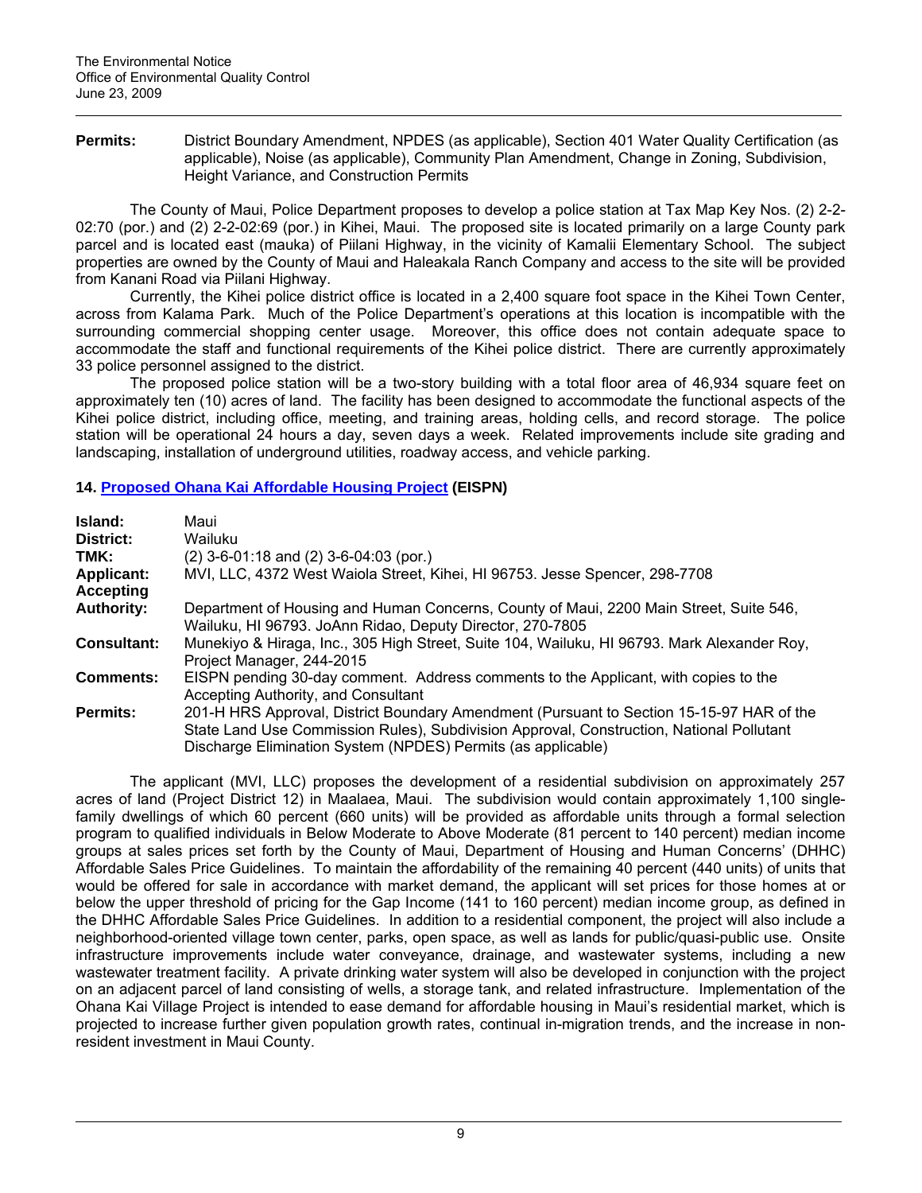**Permits:** District Boundary Amendment, NPDES (as applicable), Section 401 Water Quality Certification (as applicable), Noise (as applicable), Community Plan Amendment, Change in Zoning, Subdivision, Height Variance, and Construction Permits

The County of Maui, Police Department proposes to develop a police station at Tax Map Key Nos. (2) 2-2-02:70 (por.) and (2) 2-2-02:69 (por.) in Kihei, Maui. The proposed site is located primarily on a large County park parcel and is located east (mauka) of Piilani Highway, in the vicinity of Kamalii Elementary School. The subject properties are owned by the County of Maui and Haleakala Ranch Company and access to the site will be provided from Kanani Road via Piilani Highway.

Currently, the Kihei police district office is located in a 2,400 square foot space in the Kihei Town Center, across from Kalama Park. Much of the Police Department's operations at this location is incompatible with the surrounding commercial shopping center usage. Moreover, this office does not contain adequate space to accommodate the staff and functional requirements of the Kihei police district. There are currently approximately 33 police personnel assigned to the district.

The proposed police station will be a two-story building with a total floor area of 46,934 square feet on approximately ten (10) acres of land. The facility has been designed to accommodate the functional aspects of the Kihei police district, including office, meeting, and training areas, holding cells, and record storage. The police station will be operational 24 hours a day, seven days a week. Related improvements include site grading and landscaping, installation of underground utilities, roadway access, and vehicle parking.

### 14. Proposed Ohana Kai Affordable Housing Project (EISPN)

| | |
|---|---|
| **Island:** | Maui |
| **District:** | Wailuku |
| **TMK:** | (2) 3-6-01:18 and (2) 3-6-04:03 (por.) |
| **Applicant:** | MVI, LLC, 4372 West Waiola Street, Kihei, HI 96753. Jesse Spencer, 298-7708 |
| **Accepting Authority:** | Department of Housing and Human Concerns, County of Maui, 2200 Main Street, Suite 546, Wailuku, HI 96793. JoAnn Ridao, Deputy Director, 270-7805 |
| **Consultant:** | Munekiyo & Hiraga, Inc., 305 High Street, Suite 104, Wailuku, HI 96793. Mark Alexander Roy, Project Manager, 244-2015 |
| **Comments:** | EISPN pending 30-day comment. Address comments to the Applicant, with copies to the Accepting Authority, and Consultant |
| **Permits:** | 201-H HRS Approval, District Boundary Amendment (Pursuant to Section 15-15-97 HAR of the State Land Use Commission Rules), Subdivision Approval, Construction, National Pollutant Discharge Elimination System (NPDES) Permits (as applicable) |

The applicant (MVI, LLC) proposes the development of a residential subdivision on approximately 257 acres of land (Project District 12) in Maalaea, Maui. The subdivision would contain approximately 1,100 single-family dwellings of which 60 percent (660 units) will be provided as affordable units through a formal selection program to qualified individuals in Below Moderate to Above Moderate (81 percent to 140 percent) median income groups at sales prices set forth by the County of Maui, Department of Housing and Human Concerns' (DHHC) Affordable Sales Price Guidelines. To maintain the affordability of the remaining 40 percent (440 units) of units that would be offered for sale in accordance with market demand, the applicant will set prices for those homes at or below the upper threshold of pricing for the Gap Income (141 to 160 percent) median income group, as defined in the DHHC Affordable Sales Price Guidelines. In addition to a residential component, the project will also include a neighborhood-oriented village town center, parks, open space, as well as lands for public/quasi-public use. Onsite infrastructure improvements include water conveyance, drainage, and wastewater systems, including a new wastewater treatment facility. A private drinking water system will also be developed in conjunction with the project on an adjacent parcel of land consisting of wells, a storage tank, and related infrastructure. Implementation of the Ohana Kai Village Project is intended to ease demand for affordable housing in Maui's residential market, which is projected to increase further given population growth rates, continual in-migration trends, and the increase in non-resident investment in Maui County.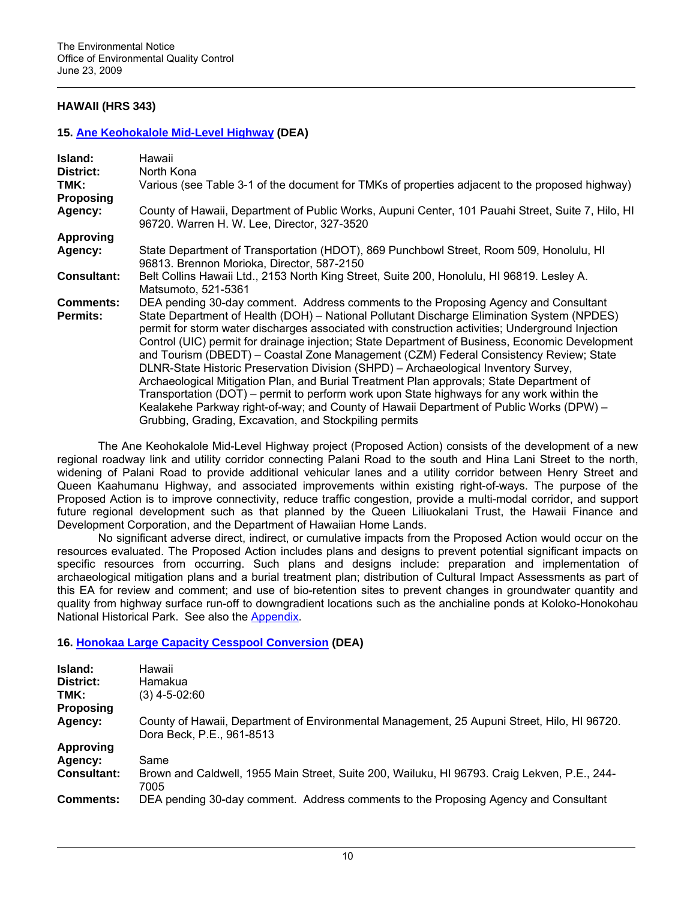## HAWAII (HRS 343)

### 15. Ane Keohokalole Mid-Level Highway (DEA)

| | |
|---|---|
| **Island:** | Hawaii |
| **District:** | North Kona |
| **TMK:** | Various (see Table 3-1 of the document for TMKs of properties adjacent to the proposed highway) |
| **Proposing Agency:** | County of Hawaii, Department of Public Works, Aupuni Center, 101 Pauahi Street, Suite 7, Hilo, HI 96720. Warren H. W. Lee, Director, 327-3520 |
| **Approving Agency:** | State Department of Transportation (HDOT), 869 Punchbowl Street, Room 509, Honolulu, HI 96813. Brennon Morioka, Director, 587-2150 |
| **Consultant:** | Belt Collins Hawaii Ltd., 2153 North King Street, Suite 200, Honolulu, HI 96819. Lesley A. Matsumoto, 521-5361 |
| **Comments:** | DEA pending 30-day comment. Address comments to the Proposing Agency and Consultant |
| **Permits:** | State Department of Health (DOH) – National Pollutant Discharge Elimination System (NPDES) permit for storm water discharges associated with construction activities; Underground Injection Control (UIC) permit for drainage injection; State Department of Business, Economic Development and Tourism (DBEDT) – Coastal Zone Management (CZM) Federal Consistency Review; State DLNR-State Historic Preservation Division (SHPD) – Archaeological Inventory Survey, Archaeological Mitigation Plan, and Burial Treatment Plan approvals; State Department of Transportation (DOT) – permit to perform work upon State highways for any work within the Kealakehe Parkway right-of-way; and County of Hawaii Department of Public Works (DPW) – Grubbing, Grading, Excavation, and Stockpiling permits |

The Ane Keohokalole Mid-Level Highway project (Proposed Action) consists of the development of a new regional roadway link and utility corridor connecting Palani Road to the south and Hina Lani Street to the north, widening of Palani Road to provide additional vehicular lanes and a utility corridor between Henry Street and Queen Kaahumanu Highway, and associated improvements within existing right-of-ways. The purpose of the Proposed Action is to improve connectivity, reduce traffic congestion, provide a multi-modal corridor, and support future regional development such as that planned by the Queen Liliuokalani Trust, the Hawaii Finance and Development Corporation, and the Department of Hawaiian Home Lands.

No significant adverse direct, indirect, or cumulative impacts from the Proposed Action would occur on the resources evaluated. The Proposed Action includes plans and designs to prevent potential significant impacts on specific resources from occurring. Such plans and designs include: preparation and implementation of archaeological mitigation plans and a burial treatment plan; distribution of Cultural Impact Assessments as part of this EA for review and comment; and use of bio-retention sites to prevent changes in groundwater quantity and quality from highway surface run-off to downgradient locations such as the anchialine ponds at Koloko-Honokohau National Historical Park. See also the Appendix.

### 16. Honokaa Large Capacity Cesspool Conversion (DEA)

| | |
|---|---|
| **Island:** | Hawaii |
| **District:** | Hamakua |
| **TMK:** | (3) 4-5-02:60 |
| **Proposing Agency:** | County of Hawaii, Department of Environmental Management, 25 Aupuni Street, Hilo, HI 96720. Dora Beck, P.E., 961-8513 |
| **Approving Agency:** | Same |
| **Consultant:** | Brown and Caldwell, 1955 Main Street, Suite 200, Wailuku, HI 96793. Craig Lekven, P.E., 244-7005 |
| **Comments:** | DEA pending 30-day comment. Address comments to the Proposing Agency and Consultant |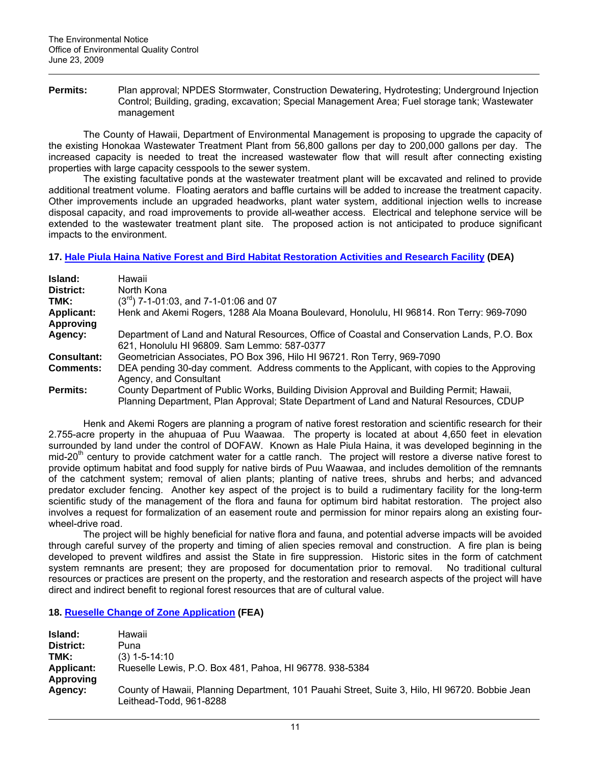**Permits:** Plan approval; NPDES Stormwater, Construction Dewatering, Hydrotesting; Underground Injection Control; Building, grading, excavation; Special Management Area; Fuel storage tank; Wastewater management

The County of Hawaii, Department of Environmental Management is proposing to upgrade the capacity of the existing Honokaa Wastewater Treatment Plant from 56,800 gallons per day to 200,000 gallons per day. The increased capacity is needed to treat the increased wastewater flow that will result after connecting existing properties with large capacity cesspools to the sewer system.

The existing facultative ponds at the wastewater treatment plant will be excavated and relined to provide additional treatment volume. Floating aerators and baffle curtains will be added to increase the treatment capacity. Other improvements include an upgraded headworks, plant water system, additional injection wells to increase disposal capacity, and road improvements to provide all-weather access. Electrical and telephone service will be extended to the wastewater treatment plant site. The proposed action is not anticipated to produce significant impacts to the environment.

### 17. Hale Piula Haina Native Forest and Bird Habitat Restoration Activities and Research Facility (DEA)

| | |
|---|---|
| **Island:** | Hawaii |
| **District:** | North Kona |
| **TMK:** | (3rd) 7-1-01:03, and 7-1-01:06 and 07 |
| **Applicant:** | Henk and Akemi Rogers, 1288 Ala Moana Boulevard, Honolulu, HI 96814. Ron Terry: 969-7090 |
| **Approving Agency:** | Department of Land and Natural Resources, Office of Coastal and Conservation Lands, P.O. Box 621, Honolulu HI 96809. Sam Lemmo: 587-0377 |
| **Consultant:** | Geometrician Associates, PO Box 396, Hilo HI 96721. Ron Terry, 969-7090 |
| **Comments:** | DEA pending 30-day comment. Address comments to the Applicant, with copies to the Approving Agency, and Consultant |
| **Permits:** | County Department of Public Works, Building Division Approval and Building Permit; Hawaii, Planning Department, Plan Approval; State Department of Land and Natural Resources, CDUP |

Henk and Akemi Rogers are planning a program of native forest restoration and scientific research for their 2.755-acre property in the ahupuaa of Puu Waawaa. The property is located at about 4,650 feet in elevation surrounded by land under the control of DOFAW. Known as Hale Piula Haina, it was developed beginning in the mid-20th century to provide catchment water for a cattle ranch. The project will restore a diverse native forest to provide optimum habitat and food supply for native birds of Puu Waawaa, and includes demolition of the remnants of the catchment system; removal of alien plants; planting of native trees, shrubs and herbs; and advanced predator excluder fencing. Another key aspect of the project is to build a rudimentary facility for the long-term scientific study of the management of the flora and fauna for optimum bird habitat restoration. The project also involves a request for formalization of an easement route and permission for minor repairs along an existing four-wheel-drive road.

The project will be highly beneficial for native flora and fauna, and potential adverse impacts will be avoided through careful survey of the property and timing of alien species removal and construction. A fire plan is being developed to prevent wildfires and assist the State in fire suppression. Historic sites in the form of catchment system remnants are present; they are proposed for documentation prior to removal. No traditional cultural resources or practices are present on the property, and the restoration and research aspects of the project will have direct and indirect benefit to regional forest resources that are of cultural value.

### 18. Rueselle Change of Zone Application (FEA)

| | |
|---|---|
| **Island:** | Hawaii |
| **District:** | Puna |
| **TMK:** | (3) 1-5-14:10 |
| **Applicant:** | Rueselle Lewis, P.O. Box 481, Pahoa, HI 96778. 938-5384 |
| **Approving Agency:** | County of Hawaii, Planning Department, 101 Pauahi Street, Suite 3, Hilo, HI 96720. Bobbie Jean Leithead-Todd, 961-8288 |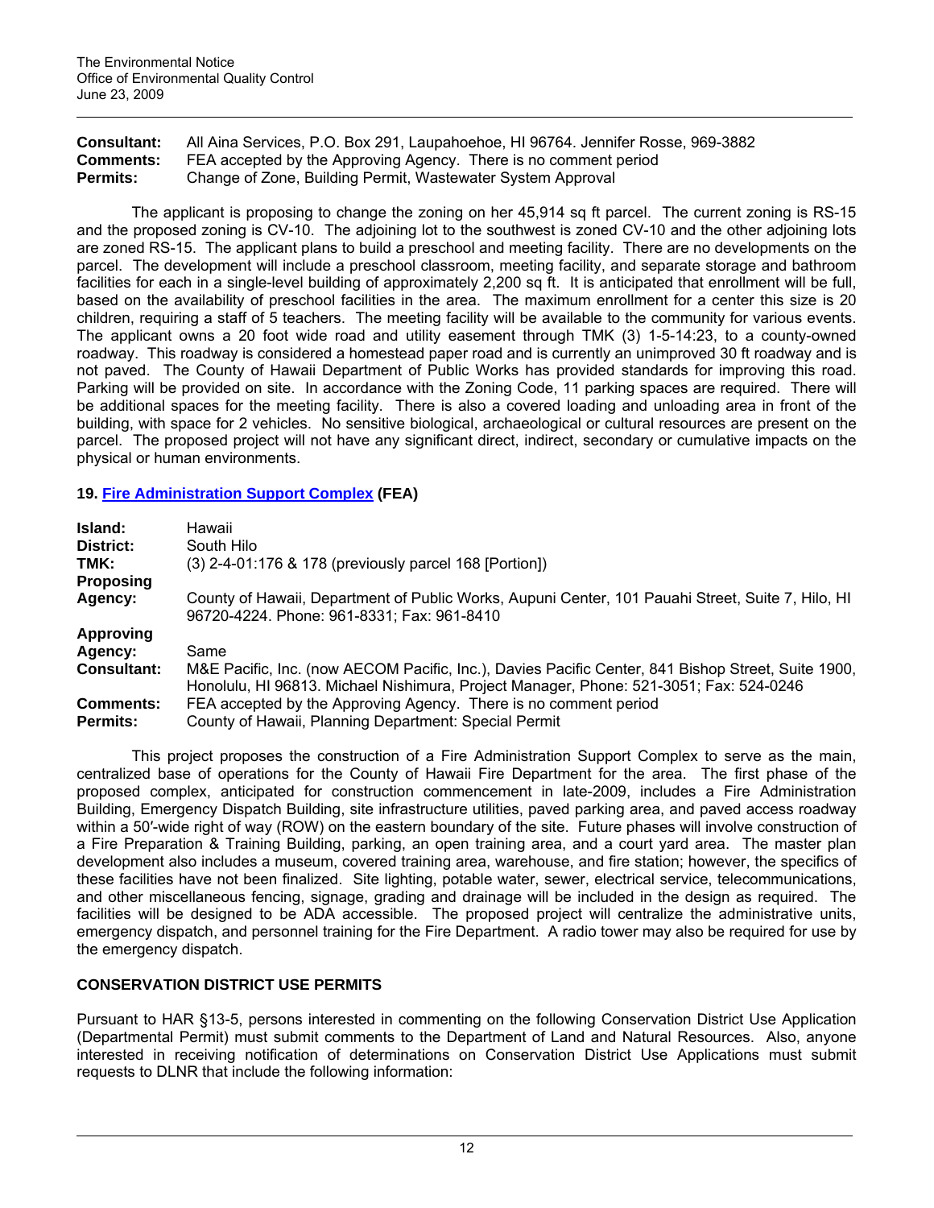**Consultant:** All Aina Services, P.O. Box 291, Laupahoehoe, HI 96764. Jennifer Rosse, 969-3882
**Comments:** FEA accepted by the Approving Agency. There is no comment period
**Permits:** Change of Zone, Building Permit, Wastewater System Approval

The applicant is proposing to change the zoning on her 45,914 sq ft parcel. The current zoning is RS-15 and the proposed zoning is CV-10. The adjoining lot to the southwest is zoned CV-10 and the other adjoining lots are zoned RS-15. The applicant plans to build a preschool and meeting facility. There are no developments on the parcel. The development will include a preschool classroom, meeting facility, and separate storage and bathroom facilities for each in a single-level building of approximately 2,200 sq ft. It is anticipated that enrollment will be full, based on the availability of preschool facilities in the area. The maximum enrollment for a center this size is 20 children, requiring a staff of 5 teachers. The meeting facility will be available to the community for various events. The applicant owns a 20 foot wide road and utility easement through TMK (3) 1-5-14:23, to a county-owned roadway. This roadway is considered a homestead paper road and is currently an unimproved 30 ft roadway and is not paved. The County of Hawaii Department of Public Works has provided standards for improving this road. Parking will be provided on site. In accordance with the Zoning Code, 11 parking spaces are required. There will be additional spaces for the meeting facility. There is also a covered loading and unloading area in front of the building, with space for 2 vehicles. No sensitive biological, archaeological or cultural resources are present on the parcel. The proposed project will not have any significant direct, indirect, secondary or cumulative impacts on the physical or human environments.

### 19. Fire Administration Support Complex (FEA)

**Island:** Hawaii
**District:** South Hilo
**TMK:** (3) 2-4-01:176 & 178 (previously parcel 168 [Portion])
**Proposing Agency:** County of Hawaii, Department of Public Works, Aupuni Center, 101 Pauahi Street, Suite 7, Hilo, HI 96720-4224. Phone: 961-8331; Fax: 961-8410
**Approving Agency:** Same
**Consultant:** M&E Pacific, Inc. (now AECOM Pacific, Inc.), Davies Pacific Center, 841 Bishop Street, Suite 1900, Honolulu, HI 96813. Michael Nishimura, Project Manager, Phone: 521-3051; Fax: 524-0246
**Comments:** FEA accepted by the Approving Agency. There is no comment period
**Permits:** County of Hawaii, Planning Department: Special Permit

This project proposes the construction of a Fire Administration Support Complex to serve as the main, centralized base of operations for the County of Hawaii Fire Department for the area. The first phase of the proposed complex, anticipated for construction commencement in late-2009, includes a Fire Administration Building, Emergency Dispatch Building, site infrastructure utilities, paved parking area, and paved access roadway within a 50′-wide right of way (ROW) on the eastern boundary of the site. Future phases will involve construction of a Fire Preparation & Training Building, parking, an open training area, and a court yard area. The master plan development also includes a museum, covered training area, warehouse, and fire station; however, the specifics of these facilities have not been finalized. Site lighting, potable water, sewer, electrical service, telecommunications, and other miscellaneous fencing, signage, grading and drainage will be included in the design as required. The facilities will be designed to be ADA accessible. The proposed project will centralize the administrative units, emergency dispatch, and personnel training for the Fire Department. A radio tower may also be required for use by the emergency dispatch.

## CONSERVATION DISTRICT USE PERMITS

Pursuant to HAR §13-5, persons interested in commenting on the following Conservation District Use Application (Departmental Permit) must submit comments to the Department of Land and Natural Resources. Also, anyone interested in receiving notification of determinations on Conservation District Use Applications must submit requests to DLNR that include the following information: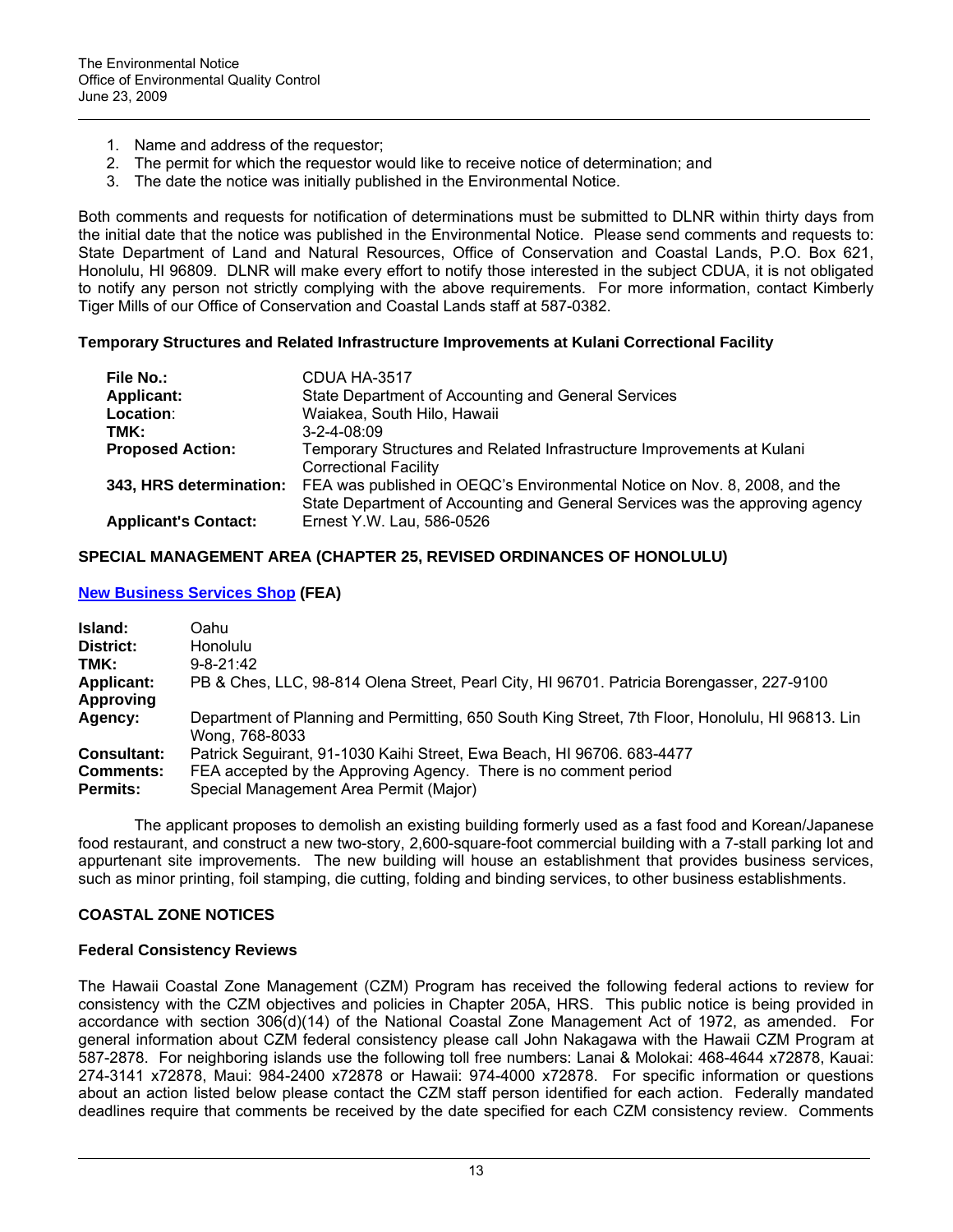1. Name and address of the requestor;
2. The permit for which the requestor would like to receive notice of determination; and
3. The date the notice was initially published in the Environmental Notice.

Both comments and requests for notification of determinations must be submitted to DLNR within thirty days from the initial date that the notice was published in the Environmental Notice. Please send comments and requests to: State Department of Land and Natural Resources, Office of Conservation and Coastal Lands, P.O. Box 621, Honolulu, HI 96809. DLNR will make every effort to notify those interested in the subject CDUA, it is not obligated to notify any person not strictly complying with the above requirements. For more information, contact Kimberly Tiger Mills of our Office of Conservation and Coastal Lands staff at 587-0382.

**Temporary Structures and Related Infrastructure Improvements at Kulani Correctional Facility**

| | |
|---|---|
| **File No.:** | CDUA HA-3517 |
| **Applicant:** | State Department of Accounting and General Services |
| **Location:** | Waiakea, South Hilo, Hawaii |
| **TMK:** | 3-2-4-08:09 |
| **Proposed Action:** | Temporary Structures and Related Infrastructure Improvements at Kulani Correctional Facility |
| **343, HRS determination:** | FEA was published in OEQC's Environmental Notice on Nov. 8, 2008, and the State Department of Accounting and General Services was the approving agency |
| **Applicant's Contact:** | Ernest Y.W. Lau, 586-0526 |

## SPECIAL MANAGEMENT AREA (CHAPTER 25, REVISED ORDINANCES OF HONOLULU)

### New Business Services Shop (FEA)

| | |
|---|---|
| **Island:** | Oahu |
| **District:** | Honolulu |
| **TMK:** | 9-8-21:42 |
| **Applicant:** | PB & Ches, LLC, 98-814 Olena Street, Pearl City, HI 96701. Patricia Borengasser, 227-9100 |
| **Approving Agency:** | Department of Planning and Permitting, 650 South King Street, 7th Floor, Honolulu, HI 96813. Lin Wong, 768-8033 |
| **Consultant:** | Patrick Seguirant, 91-1030 Kaihi Street, Ewa Beach, HI 96706. 683-4477 |
| **Comments:** | FEA accepted by the Approving Agency. There is no comment period |
| **Permits:** | Special Management Area Permit (Major) |

The applicant proposes to demolish an existing building formerly used as a fast food and Korean/Japanese food restaurant, and construct a new two-story, 2,600-square-foot commercial building with a 7-stall parking lot and appurtenant site improvements. The new building will house an establishment that provides business services, such as minor printing, foil stamping, die cutting, folding and binding services, to other business establishments.

## COASTAL ZONE NOTICES

### Federal Consistency Reviews

The Hawaii Coastal Zone Management (CZM) Program has received the following federal actions to review for consistency with the CZM objectives and policies in Chapter 205A, HRS. This public notice is being provided in accordance with section 306(d)(14) of the National Coastal Zone Management Act of 1972, as amended. For general information about CZM federal consistency please call John Nakagawa with the Hawaii CZM Program at 587-2878. For neighboring islands use the following toll free numbers: Lanai & Molokai: 468-4644 x72878, Kauai: 274-3141 x72878, Maui: 984-2400 x72878 or Hawaii: 974-4000 x72878. For specific information or questions about an action listed below please contact the CZM staff person identified for each action. Federally mandated deadlines require that comments be received by the date specified for each CZM consistency review. Comments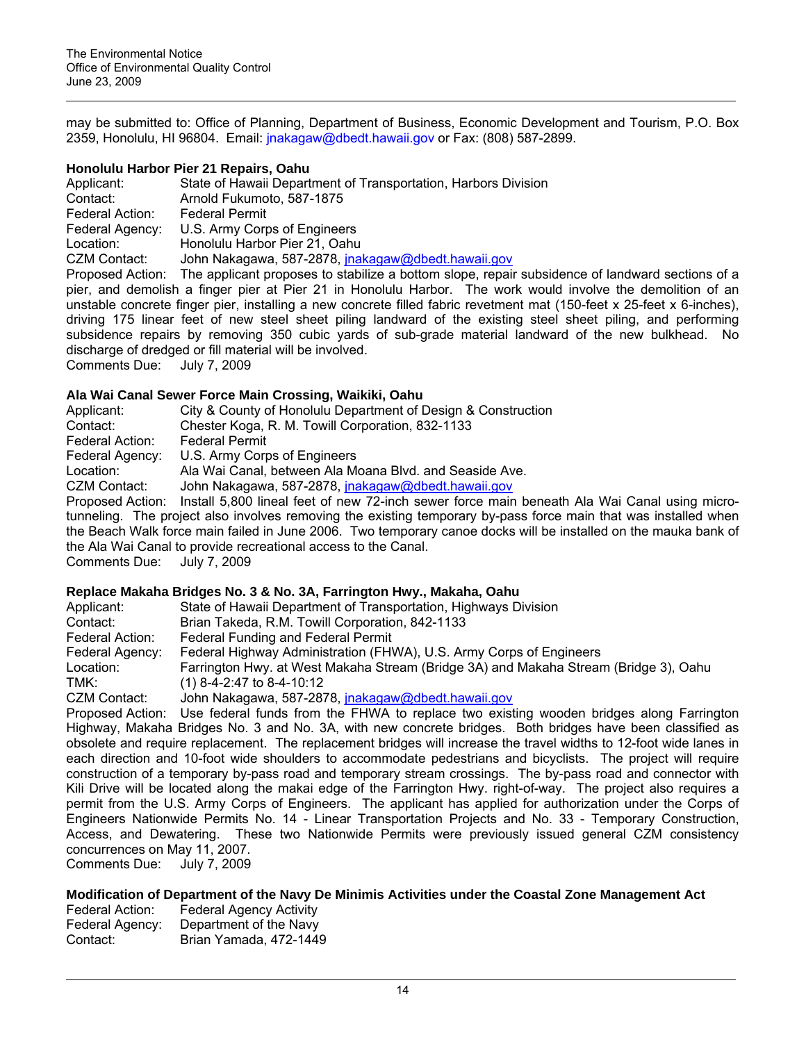may be submitted to: Office of Planning, Department of Business, Economic Development and Tourism, P.O. Box 2359, Honolulu, HI 96804. Email: jnakagaw@dbedt.hawaii.gov or Fax: (808) 587-2899.

### Honolulu Harbor Pier 21 Repairs, Oahu

Applicant: State of Hawaii Department of Transportation, Harbors Division
Contact: Arnold Fukumoto, 587-1875
Federal Action: Federal Permit
Federal Agency: U.S. Army Corps of Engineers
Location: Honolulu Harbor Pier 21, Oahu
CZM Contact: John Nakagawa, 587-2878, jnakagaw@dbedt.hawaii.gov
Proposed Action: The applicant proposes to stabilize a bottom slope, repair subsidence of landward sections of a pier, and demolish a finger pier at Pier 21 in Honolulu Harbor. The work would involve the demolition of an unstable concrete finger pier, installing a new concrete filled fabric revetment mat (150-feet x 25-feet x 6-inches), driving 175 linear feet of new steel sheet piling landward of the existing steel sheet piling, and performing subsidence repairs by removing 350 cubic yards of sub-grade material landward of the new bulkhead. No discharge of dredged or fill material will be involved.
Comments Due: July 7, 2009

### Ala Wai Canal Sewer Force Main Crossing, Waikiki, Oahu

Applicant: City & County of Honolulu Department of Design & Construction
Contact: Chester Koga, R. M. Towill Corporation, 832-1133
Federal Action: Federal Permit
Federal Agency: U.S. Army Corps of Engineers
Location: Ala Wai Canal, between Ala Moana Blvd. and Seaside Ave.
CZM Contact: John Nakagawa, 587-2878, jnakagaw@dbedt.hawaii.gov
Proposed Action: Install 5,800 lineal feet of new 72-inch sewer force main beneath Ala Wai Canal using micro-tunneling. The project also involves removing the existing temporary by-pass force main that was installed when the Beach Walk force main failed in June 2006. Two temporary canoe docks will be installed on the mauka bank of the Ala Wai Canal to provide recreational access to the Canal.
Comments Due: July 7, 2009

### Replace Makaha Bridges No. 3 & No. 3A, Farrington Hwy., Makaha, Oahu

Applicant: State of Hawaii Department of Transportation, Highways Division
Contact: Brian Takeda, R.M. Towill Corporation, 842-1133
Federal Action: Federal Funding and Federal Permit
Federal Agency: Federal Highway Administration (FHWA), U.S. Army Corps of Engineers
Location: Farrington Hwy. at West Makaha Stream (Bridge 3A) and Makaha Stream (Bridge 3), Oahu
TMK: (1) 8-4-2:47 to 8-4-10:12
CZM Contact: John Nakagawa, 587-2878, jnakagaw@dbedt.hawaii.gov
Proposed Action: Use federal funds from the FHWA to replace two existing wooden bridges along Farrington Highway, Makaha Bridges No. 3 and No. 3A, with new concrete bridges. Both bridges have been classified as obsolete and require replacement. The replacement bridges will increase the travel widths to 12-foot wide lanes in each direction and 10-foot wide shoulders to accommodate pedestrians and bicyclists. The project will require construction of a temporary by-pass road and temporary stream crossings. The by-pass road and connector with Kili Drive will be located along the makai edge of the Farrington Hwy. right-of-way. The project also requires a permit from the U.S. Army Corps of Engineers. The applicant has applied for authorization under the Corps of Engineers Nationwide Permits No. 14 - Linear Transportation Projects and No. 33 - Temporary Construction, Access, and Dewatering. These two Nationwide Permits were previously issued general CZM consistency concurrences on May 11, 2007.
Comments Due: July 7, 2009

### Modification of Department of the Navy De Minimis Activities under the Coastal Zone Management Act

Federal Action: Federal Agency Activity
Federal Agency: Department of the Navy
Contact: Brian Yamada, 472-1449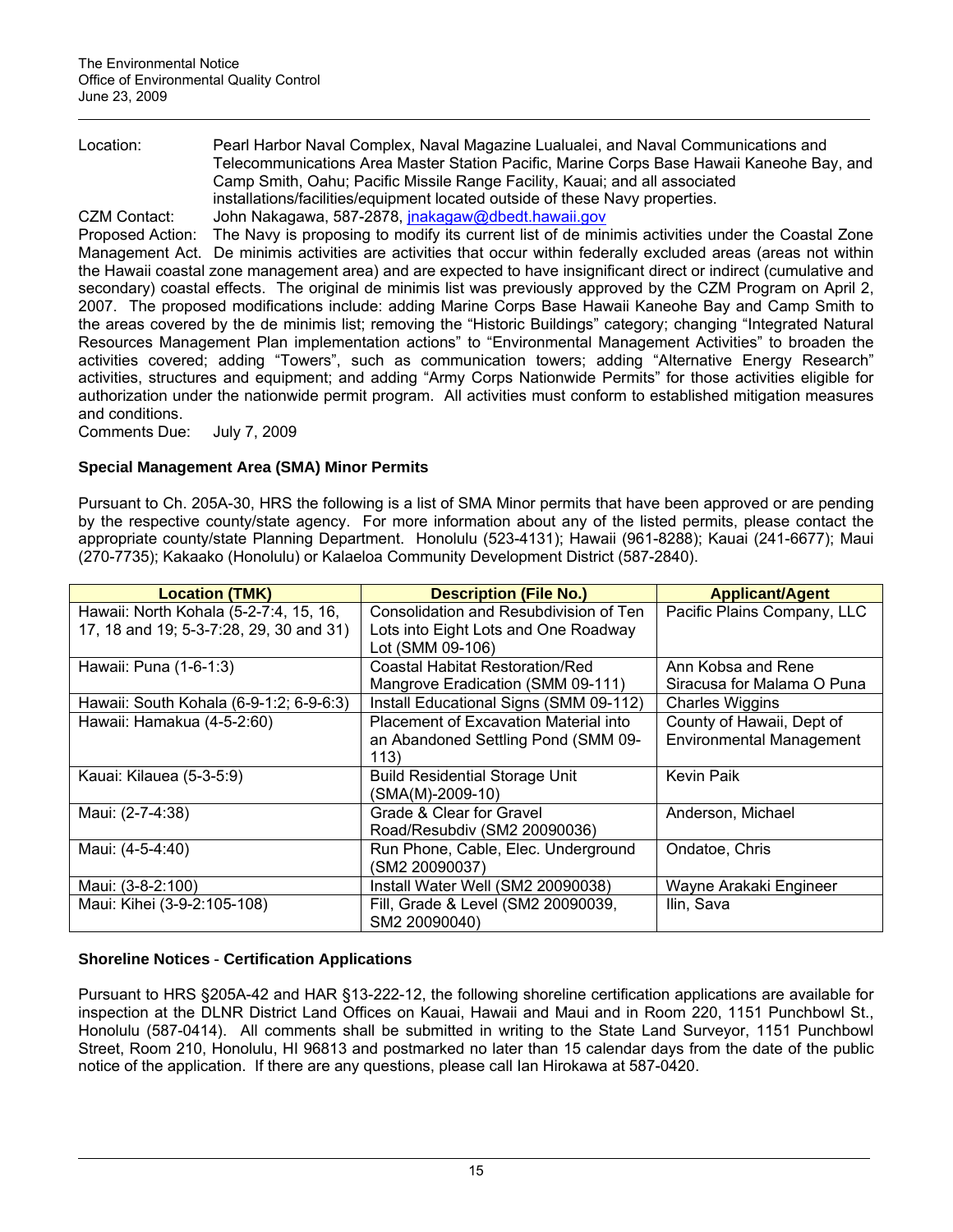Location: Pearl Harbor Naval Complex, Naval Magazine Lualualei, and Naval Communications and Telecommunications Area Master Station Pacific, Marine Corps Base Hawaii Kaneohe Bay, and Camp Smith, Oahu; Pacific Missile Range Facility, Kauai; and all associated installations/facilities/equipment located outside of these Navy properties.

CZM Contact: John Nakagawa, 587-2878, jnakagaw@dbedt.hawaii.gov

Proposed Action: The Navy is proposing to modify its current list of de minimis activities under the Coastal Zone Management Act. De minimis activities are activities that occur within federally excluded areas (areas not within the Hawaii coastal zone management area) and are expected to have insignificant direct or indirect (cumulative and secondary) coastal effects. The original de minimis list was previously approved by the CZM Program on April 2, 2007. The proposed modifications include: adding Marine Corps Base Hawaii Kaneohe Bay and Camp Smith to the areas covered by the de minimis list; removing the "Historic Buildings" category; changing "Integrated Natural Resources Management Plan implementation actions" to "Environmental Management Activities" to broaden the activities covered; adding "Towers", such as communication towers; adding "Alternative Energy Research" activities, structures and equipment; and adding "Army Corps Nationwide Permits" for those activities eligible for authorization under the nationwide permit program. All activities must conform to established mitigation measures and conditions.

Comments Due: July 7, 2009

### Special Management Area (SMA) Minor Permits

Pursuant to Ch. 205A-30, HRS the following is a list of SMA Minor permits that have been approved or are pending by the respective county/state agency. For more information about any of the listed permits, please contact the appropriate county/state Planning Department. Honolulu (523-4131); Hawaii (961-8288); Kauai (241-6677); Maui (270-7735); Kakaako (Honolulu) or Kalaeloa Community Development District (587-2840).

| Location (TMK) | Description (File No.) | Applicant/Agent |
|---|---|---|
| Hawaii: North Kohala (5-2-7:4, 15, 16, 17, 18 and 19; 5-3-7:28, 29, 30 and 31) | Consolidation and Resubdivision of Ten Lots into Eight Lots and One Roadway Lot (SMM 09-106) | Pacific Plains Company, LLC |
| Hawaii: Puna (1-6-1:3) | Coastal Habitat Restoration/Red Mangrove Eradication (SMM 09-111) | Ann Kobsa and Rene Siracusa for Malama O Puna |
| Hawaii: South Kohala (6-9-1:2; 6-9-6:3) | Install Educational Signs (SMM 09-112) | Charles Wiggins |
| Hawaii: Hamakua (4-5-2:60) | Placement of Excavation Material into an Abandoned Settling Pond (SMM 09-113) | County of Hawaii, Dept of Environmental Management |
| Kauai: Kilauea (5-3-5:9) | Build Residential Storage Unit (SMA(M)-2009-10) | Kevin Paik |
| Maui: (2-7-4:38) | Grade & Clear for Gravel Road/Resubdiv (SM2 20090036) | Anderson, Michael |
| Maui: (4-5-4:40) | Run Phone, Cable, Elec. Underground (SM2 20090037) | Ondatoe, Chris |
| Maui: (3-8-2:100) | Install Water Well (SM2 20090038) | Wayne Arakaki Engineer |
| Maui: Kihei (3-9-2:105-108) | Fill, Grade & Level (SM2 20090039, SM2 20090040) | Ilin, Sava |

### Shoreline Notices - Certification Applications

Pursuant to HRS §205A-42 and HAR §13-222-12, the following shoreline certification applications are available for inspection at the DLNR District Land Offices on Kauai, Hawaii and Maui and in Room 220, 1151 Punchbowl St., Honolulu (587-0414). All comments shall be submitted in writing to the State Land Surveyor, 1151 Punchbowl Street, Room 210, Honolulu, HI 96813 and postmarked no later than 15 calendar days from the date of the public notice of the application. If there are any questions, please call Ian Hirokawa at 587-0420.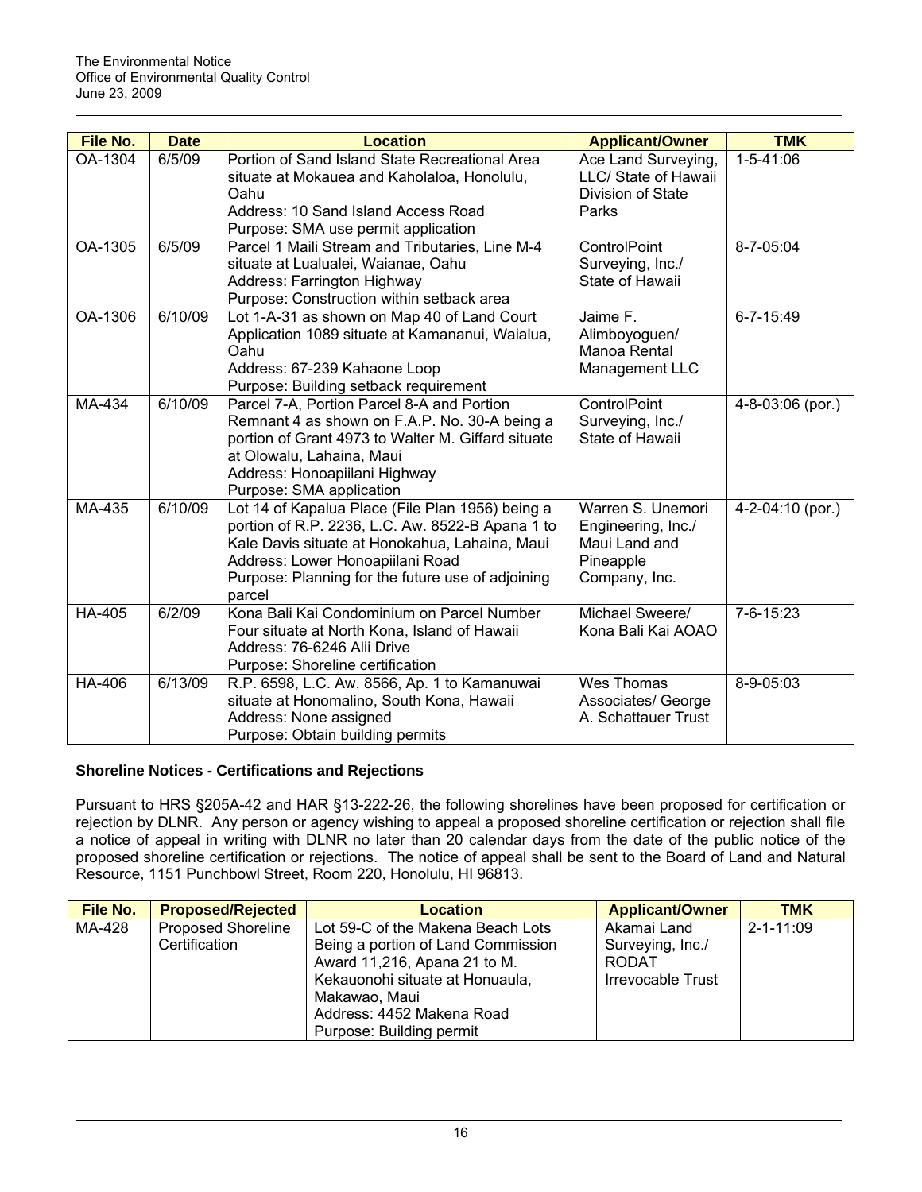| File No. | Date | Location | Applicant/Owner | TMK |
|---|---|---|---|---|
| OA-1304 | 6/5/09 | Portion of Sand Island State Recreational Area situate at Mokauea and Kaholaloa, Honolulu, Oahu<br>Address: 10 Sand Island Access Road<br>Purpose: SMA use permit application | Ace Land Surveying, LLC/ State of Hawaii Division of State Parks | 1-5-41:06 |
| OA-1305 | 6/5/09 | Parcel 1 Maili Stream and Tributaries, Line M-4 situate at Lualualei, Waianae, Oahu<br>Address: Farrington Highway<br>Purpose: Construction within setback area | ControlPoint Surveying, Inc./ State of Hawaii | 8-7-05:04 |
| OA-1306 | 6/10/09 | Lot 1-A-31 as shown on Map 40 of Land Court Application 1089 situate at Kamananui, Waialua, Oahu<br>Address: 67-239 Kahaone Loop<br>Purpose: Building setback requirement | Jaime F. Alimboyoguen/ Manoa Rental Management LLC | 6-7-15:49 |
| MA-434 | 6/10/09 | Parcel 7-A, Portion Parcel 8-A and Portion Remnant 4 as shown on F.A.P. No. 30-A being a portion of Grant 4973 to Walter M. Giffard situate at Olowalu, Lahaina, Maui<br>Address: Honoapiilani Highway<br>Purpose: SMA application | ControlPoint Surveying, Inc./ State of Hawaii | 4-8-03:06 (por.) |
| MA-435 | 6/10/09 | Lot 14 of Kapalua Place (File Plan 1956) being a portion of R.P. 2236, L.C. Aw. 8522-B Apana 1 to Kale Davis situate at Honokahua, Lahaina, Maui<br>Address: Lower Honoapiilani Road<br>Purpose: Planning for the future use of adjoining parcel | Warren S. Unemori Engineering, Inc./ Maui Land and Pineapple Company, Inc. | 4-2-04:10 (por.) |
| HA-405 | 6/2/09 | Kona Bali Kai Condominium on Parcel Number Four situate at North Kona, Island of Hawaii<br>Address: 76-6246 Alii Drive<br>Purpose: Shoreline certification | Michael Sweere/ Kona Bali Kai AOAO | 7-6-15:23 |
| HA-406 | 6/13/09 | R.P. 6598, L.C. Aw. 8566, Ap. 1 to Kamanuwai situate at Honomalino, South Kona, Hawaii<br>Address: None assigned<br>Purpose: Obtain building permits | Wes Thomas Associates/ George A. Schattauer Trust | 8-9-05:03 |

### Shoreline Notices - Certifications and Rejections

Pursuant to HRS §205A-42 and HAR §13-222-26, the following shorelines have been proposed for certification or rejection by DLNR. Any person or agency wishing to appeal a proposed shoreline certification or rejection shall file a notice of appeal in writing with DLNR no later than 20 calendar days from the date of the public notice of the proposed shoreline certification or rejections. The notice of appeal shall be sent to the Board of Land and Natural Resource, 1151 Punchbowl Street, Room 220, Honolulu, HI 96813.

| File No. | Proposed/Rejected | Location | Applicant/Owner | TMK |
|---|---|---|---|---|
| MA-428 | Proposed Shoreline Certification | Lot 59-C of the Makena Beach Lots Being a portion of Land Commission Award 11,216, Apana 21 to M. Kekauonohi situate at Honuaula, Makawao, Maui<br>Address: 4452 Makena Road<br>Purpose: Building permit | Akamai Land Surveying, Inc./ RODAT Irrevocable Trust | 2-1-11:09 |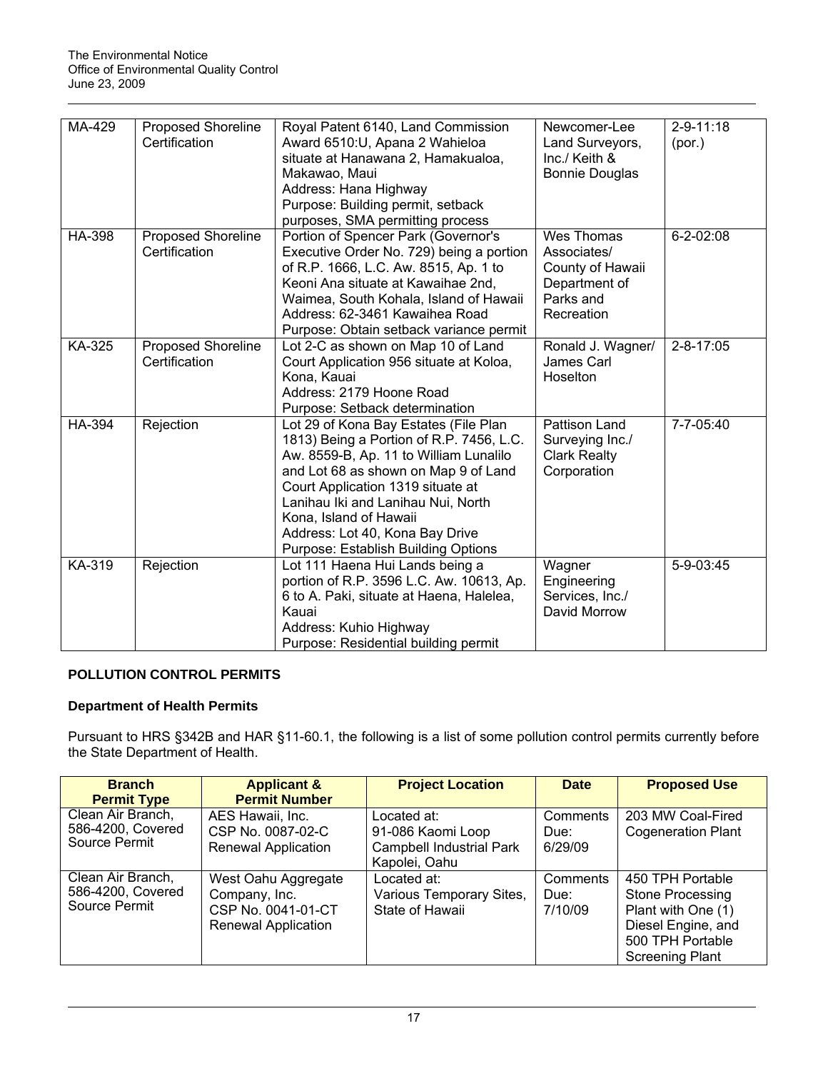| MA-429 | Proposed Shoreline Certification | Royal Patent 6140, Land Commission Award 6510:U, Apana 2 Wahieloa situate at Hanawana 2, Hamakualoa, Makawao, Maui<br>Address: Hana Highway<br>Purpose: Building permit, setback purposes, SMA permitting process | Newcomer-Lee Land Surveyors, Inc./ Keith & Bonnie Douglas | 2-9-11:18 (por.) |
|---|---|---|---|---|
| HA-398 | Proposed Shoreline Certification | Portion of Spencer Park (Governor's Executive Order No. 729) being a portion of R.P. 1666, L.C. Aw. 8515, Ap. 1 to Keoni Ana situate at Kawaihae 2nd, Waimea, South Kohala, Island of Hawaii<br>Address: 62-3461 Kawaihea Road<br>Purpose: Obtain setback variance permit | Wes Thomas Associates/ County of Hawaii Department of Parks and Recreation | 6-2-02:08 |
| KA-325 | Proposed Shoreline Certification | Lot 2-C as shown on Map 10 of Land Court Application 956 situate at Koloa, Kona, Kauai<br>Address: 2179 Hoone Road<br>Purpose: Setback determination | Ronald J. Wagner/ James Carl Hoselton | 2-8-17:05 |
| HA-394 | Rejection | Lot 29 of Kona Bay Estates (File Plan 1813) Being a Portion of R.P. 7456, L.C. Aw. 8559-B, Ap. 11 to William Lunalilo and Lot 68 as shown on Map 9 of Land Court Application 1319 situate at Lanihau Iki and Lanihau Nui, North Kona, Island of Hawaii<br>Address: Lot 40, Kona Bay Drive<br>Purpose: Establish Building Options | Pattison Land Surveying Inc./ Clark Realty Corporation | 7-7-05:40 |
| KA-319 | Rejection | Lot 111 Haena Hui Lands being a portion of R.P. 3596 L.C. Aw. 10613, Ap. 6 to A. Paki, situate at Haena, Halelea, Kauai<br>Address: Kuhio Highway<br>Purpose: Residential building permit | Wagner Engineering Services, Inc./ David Morrow | 5-9-03:45 |

## POLLUTION CONTROL PERMITS

### Department of Health Permits

Pursuant to HRS §342B and HAR §11-60.1, the following is a list of some pollution control permits currently before the State Department of Health.

| Branch Permit Type | Applicant & Permit Number | Project Location | Date | Proposed Use |
|---|---|---|---|---|
| Clean Air Branch, 586-4200, Covered Source Permit | AES Hawaii, Inc.<br>CSP No. 0087-02-C<br>Renewal Application | Located at:<br>91-086 Kaomi Loop<br>Campbell Industrial Park<br>Kapolei, Oahu | Comments Due: 6/29/09 | 203 MW Coal-Fired Cogeneration Plant |
| Clean Air Branch, 586-4200, Covered Source Permit | West Oahu Aggregate Company, Inc.<br>CSP No. 0041-01-CT<br>Renewal Application | Located at:<br>Various Temporary Sites, State of Hawaii | Comments Due: 7/10/09 | 450 TPH Portable Stone Processing Plant with One (1) Diesel Engine, and 500 TPH Portable Screening Plant |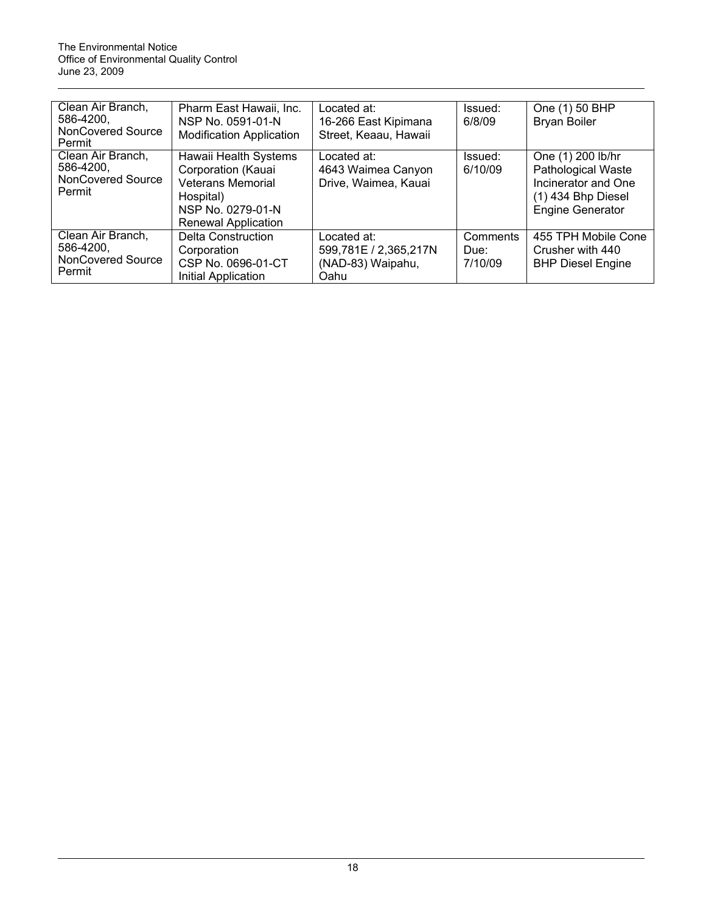| Clean Air Branch, 586-4200, NonCovered Source Permit | Pharm East Hawaii, Inc. NSP No. 0591-01-N Modification Application | Located at: 16-266 East Kipimana Street, Keaau, Hawaii | Issued: 6/8/09 | One (1) 50 BHP Bryan Boiler |
|---|---|---|---|---|
| Clean Air Branch, 586-4200, NonCovered Source Permit | Hawaii Health Systems Corporation (Kauai Veterans Memorial Hospital) NSP No. 0279-01-N Renewal Application | Located at: 4643 Waimea Canyon Drive, Waimea, Kauai | Issued: 6/10/09 | One (1) 200 lb/hr Pathological Waste Incinerator and One (1) 434 Bhp Diesel Engine Generator |
| Clean Air Branch, 586-4200, NonCovered Source Permit | Delta Construction Corporation CSP No. 0696-01-CT Initial Application | Located at: 599,781E / 2,365,217N (NAD-83) Waipahu, Oahu | Comments Due: 7/10/09 | 455 TPH Mobile Cone Crusher with 440 BHP Diesel Engine |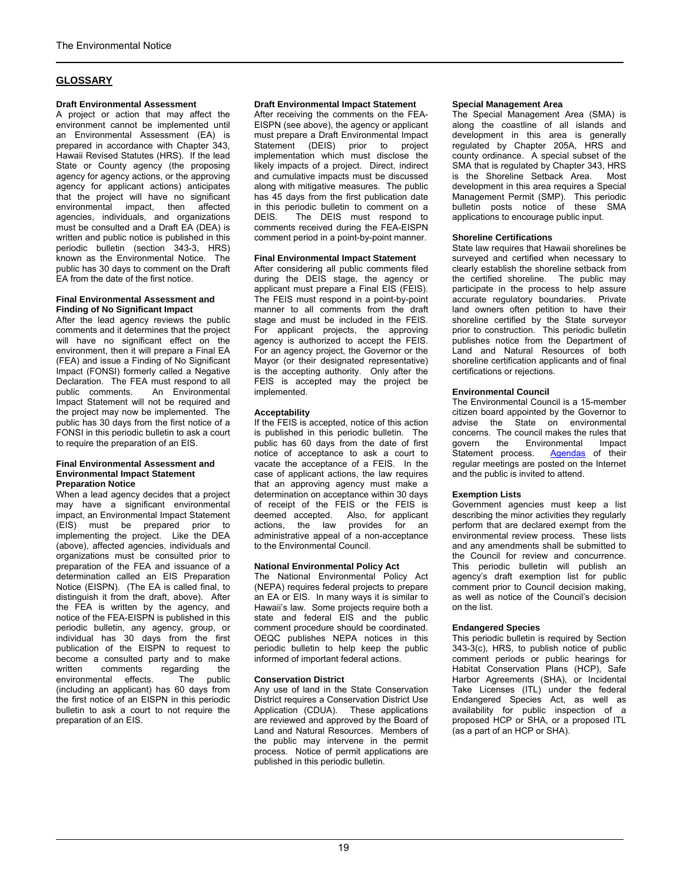## GLOSSARY

### Draft Environmental Assessment

A project or action that may affect the environment cannot be implemented until an Environmental Assessment (EA) is prepared in accordance with Chapter 343, Hawaii Revised Statutes (HRS). If the lead State or County agency (the proposing agency for agency actions, or the approving agency for applicant actions) anticipates that the project will have no significant environmental impact, then affected agencies, individuals, and organizations must be consulted and a Draft EA (DEA) is written and public notice is published in this periodic bulletin (section 343-3, HRS) known as the Environmental Notice. The public has 30 days to comment on the Draft EA from the date of the first notice.

### Final Environmental Assessment and Finding of No Significant Impact

After the lead agency reviews the public comments and it determines that the project will have no significant effect on the environment, then it will prepare a Final EA (FEA) and issue a Finding of No Significant Impact (FONSI) formerly called a Negative Declaration. The FEA must respond to all public comments. An Environmental Impact Statement will not be required and the project may now be implemented. The public has 30 days from the first notice of a FONSI in this periodic bulletin to ask a court to require the preparation of an EIS.

### Final Environmental Assessment and Environmental Impact Statement Preparation Notice

When a lead agency decides that a project may have a significant environmental impact, an Environmental Impact Statement (EIS) must be prepared prior to implementing the project. Like the DEA (above), affected agencies, individuals and organizations must be consulted prior to preparation of the FEA and issuance of a determination called an EIS Preparation Notice (EISPN). (The EA is called final, to distinguish it from the draft, above). After the FEA is written by the agency, and notice of the FEA-EISPN is published in this periodic bulletin, any agency, group, or individual has 30 days from the first publication of the EISPN to request to become a consulted party and to make written comments regarding the environmental effects. The public (including an applicant) has 60 days from the first notice of an EISPN in this periodic bulletin to ask a court to not require the preparation of an EIS.

### Draft Environmental Impact Statement

After receiving the comments on the FEA-EISPN (see above), the agency or applicant must prepare a Draft Environmental Impact Statement (DEIS) prior to project implementation which must disclose the likely impacts of a project. Direct, indirect and cumulative impacts must be discussed along with mitigative measures. The public has 45 days from the first publication date in this periodic bulletin to comment on a DEIS. The DEIS must respond to comments received during the FEA-EISPN comment period in a point-by-point manner.

### Final Environmental Impact Statement

After considering all public comments filed during the DEIS stage, the agency or applicant must prepare a Final EIS (FEIS). The FEIS must respond in a point-by-point manner to all comments from the draft stage and must be included in the FEIS. For applicant projects, the approving agency is authorized to accept the FEIS. For an agency project, the Governor or the Mayor (or their designated representative) is the accepting authority. Only after the FEIS is accepted may the project be implemented.

### Acceptability

If the FEIS is accepted, notice of this action is published in this periodic bulletin. The public has 60 days from the date of first notice of acceptance to ask a court to vacate the acceptance of a FEIS. In the case of applicant actions, the law requires that an approving agency must make a determination on acceptance within 30 days of receipt of the FEIS or the FEIS is deemed accepted. Also, for applicant actions, the law provides for an administrative appeal of a non-acceptance to the Environmental Council.

### National Environmental Policy Act

The National Environmental Policy Act (NEPA) requires federal projects to prepare an EA or EIS. In many ways it is similar to Hawaii's law. Some projects require both a state and federal EIS and the public comment procedure should be coordinated. OEQC publishes NEPA notices in this periodic bulletin to help keep the public informed of important federal actions.

### Conservation District

Any use of land in the State Conservation District requires a Conservation District Use Application (CDUA). These applications are reviewed and approved by the Board of Land and Natural Resources. Members of the public may intervene in the permit process. Notice of permit applications are published in this periodic bulletin.

### Special Management Area

The Special Management Area (SMA) is along the coastline of all islands and development in this area is generally regulated by Chapter 205A, HRS and county ordinance. A special subset of the SMA that is regulated by Chapter 343, HRS is the Shoreline Setback Area. Most development in this area requires a Special Management Permit (SMP). This periodic bulletin posts notice of these SMA applications to encourage public input.

### Shoreline Certifications

State law requires that Hawaii shorelines be surveyed and certified when necessary to clearly establish the shoreline setback from the certified shoreline. The public may participate in the process to help assure accurate regulatory boundaries. Private land owners often petition to have their shoreline certified by the State surveyor prior to construction. This periodic bulletin publishes notice from the Department of Land and Natural Resources of both shoreline certification applicants and of final certifications or rejections.

### Environmental Council

The Environmental Council is a 15-member citizen board appointed by the Governor to advise the State on environmental concerns. The council makes the rules that govern the Environmental Impact Statement process. Agendas of their regular meetings are posted on the Internet and the public is invited to attend.

### Exemption Lists

Government agencies must keep a list describing the minor activities they regularly perform that are declared exempt from the environmental review process. These lists and any amendments shall be submitted to the Council for review and concurrence. This periodic bulletin will publish an agency's draft exemption list for public comment prior to Council decision making, as well as notice of the Council's decision on the list.

### Endangered Species

This periodic bulletin is required by Section 343-3(c), HRS, to publish notice of public comment periods or public hearings for Habitat Conservation Plans (HCP), Safe Harbor Agreements (SHA), or Incidental Take Licenses (ITL) under the federal Endangered Species Act, as well as availability for public inspection of a proposed HCP or SHA, or a proposed ITL (as a part of an HCP or SHA).